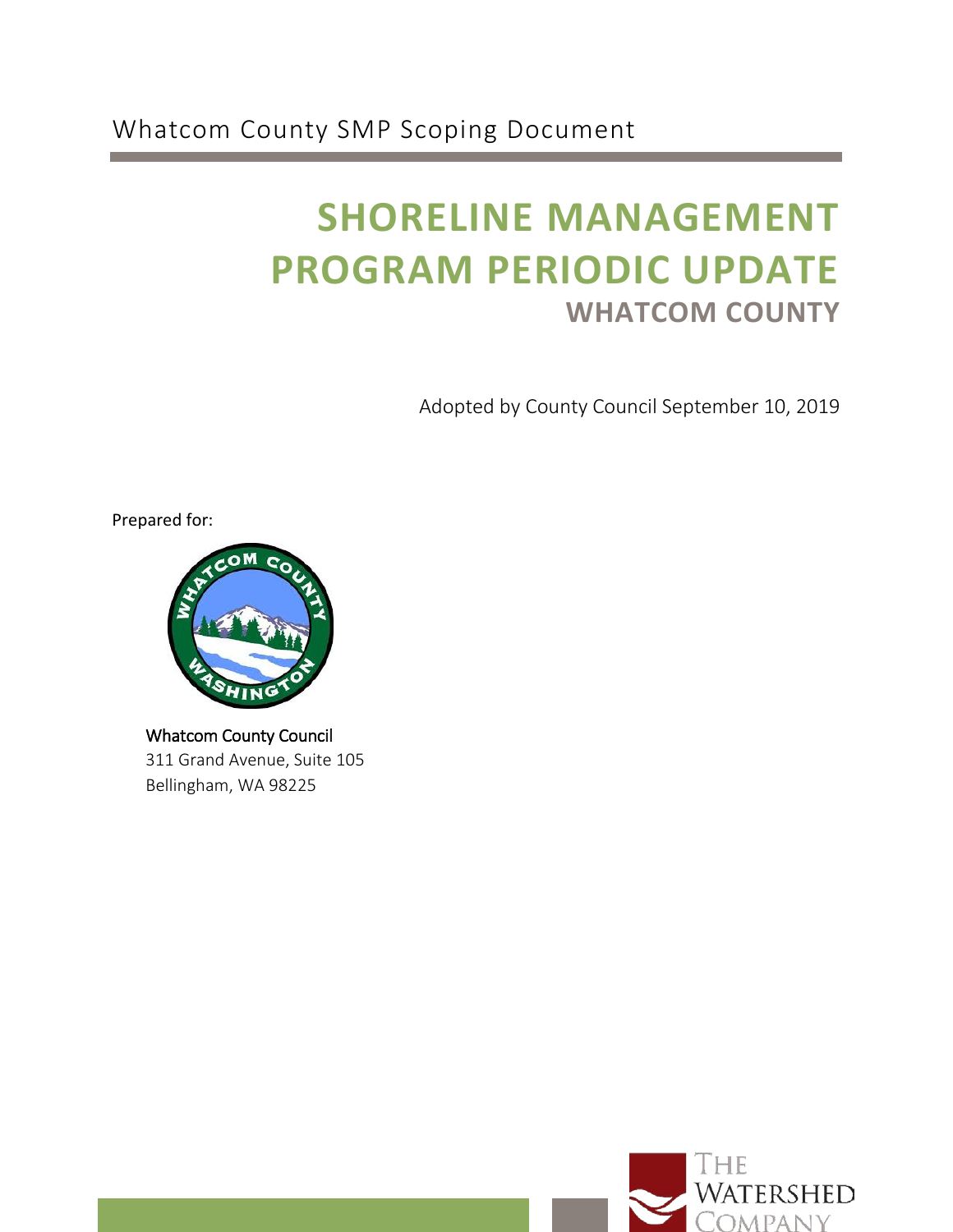Whatcom County SMP Scoping Document

# SHORELINE MANAGEMENT PROGRAM PERIODIC UPDATE

## WHATCOM COUNTY

Adopted by County Council September 10, 2019

Prepared for:

Whatcom County Council
311 Grand Avenue, Suite 105
Bellingham, WA 98225

The Watershed Company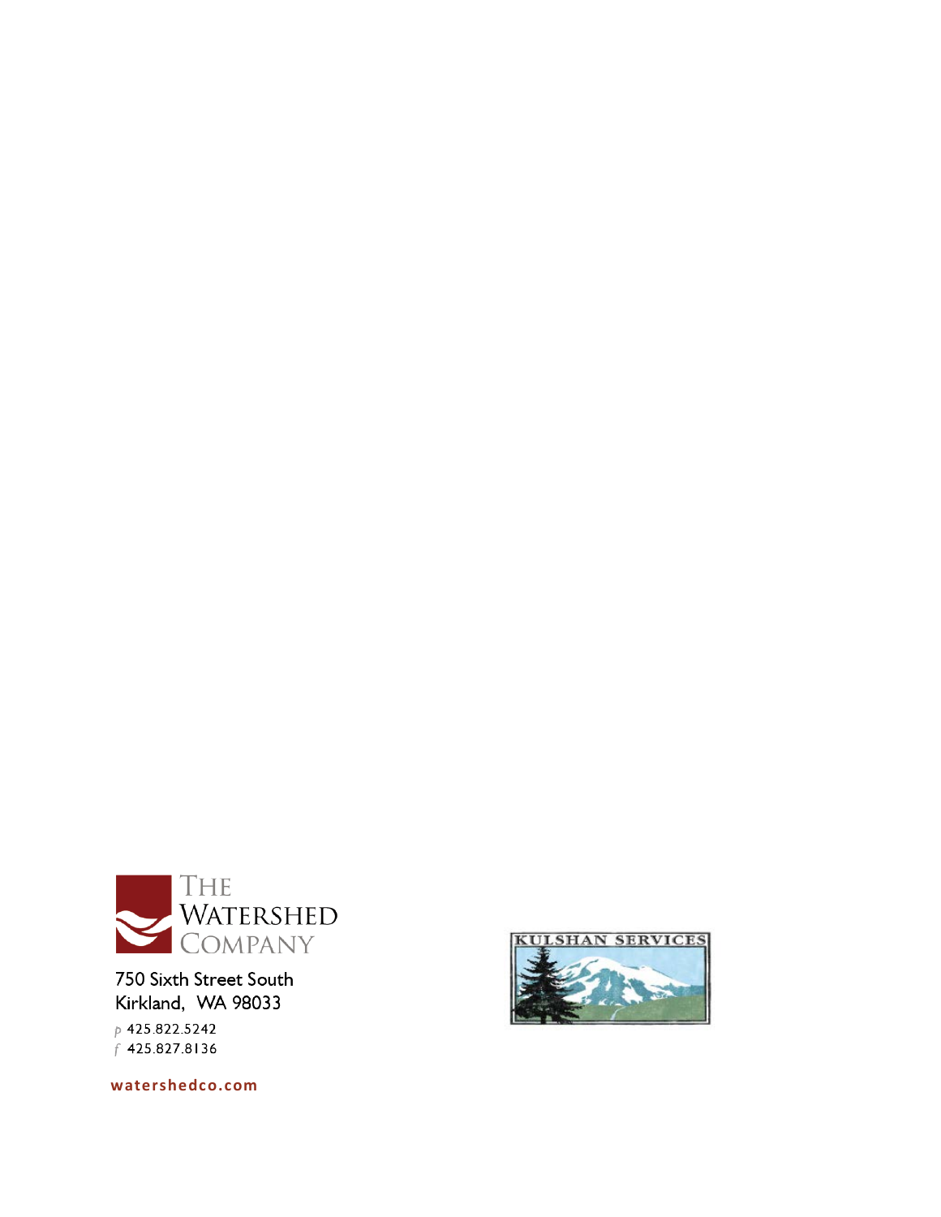THE WATERSHED COMPANY

750 Sixth Street South
Kirkland, WA 98033

p 425.822.5242
f 425.827.8136

watershedco.com

KULSHAN SERVICES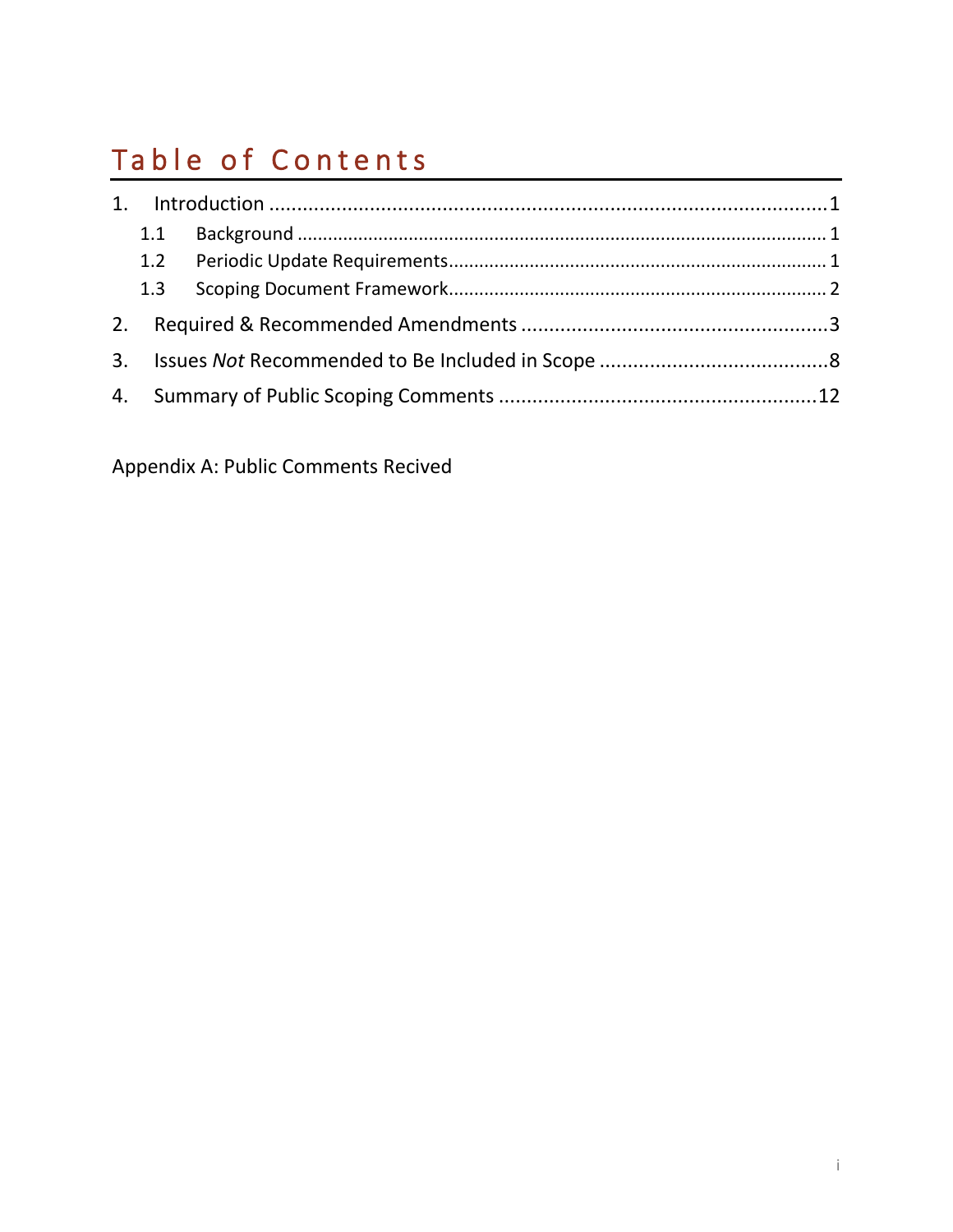# Table of Contents

1. Introduction ....................................................................................................1
   - 1.1 Background ....................................................................................................... 1
   - 1.2 Periodic Update Requirements......................................................................... 1
   - 1.3 Scoping Document Framework......................................................................... 2
2. Required & Recommended Amendments .......................................................3
3. Issues *Not* Recommended to Be Included in Scope .........................................8
4. Summary of Public Scoping Comments ..........................................................12

Appendix A: Public Comments Recived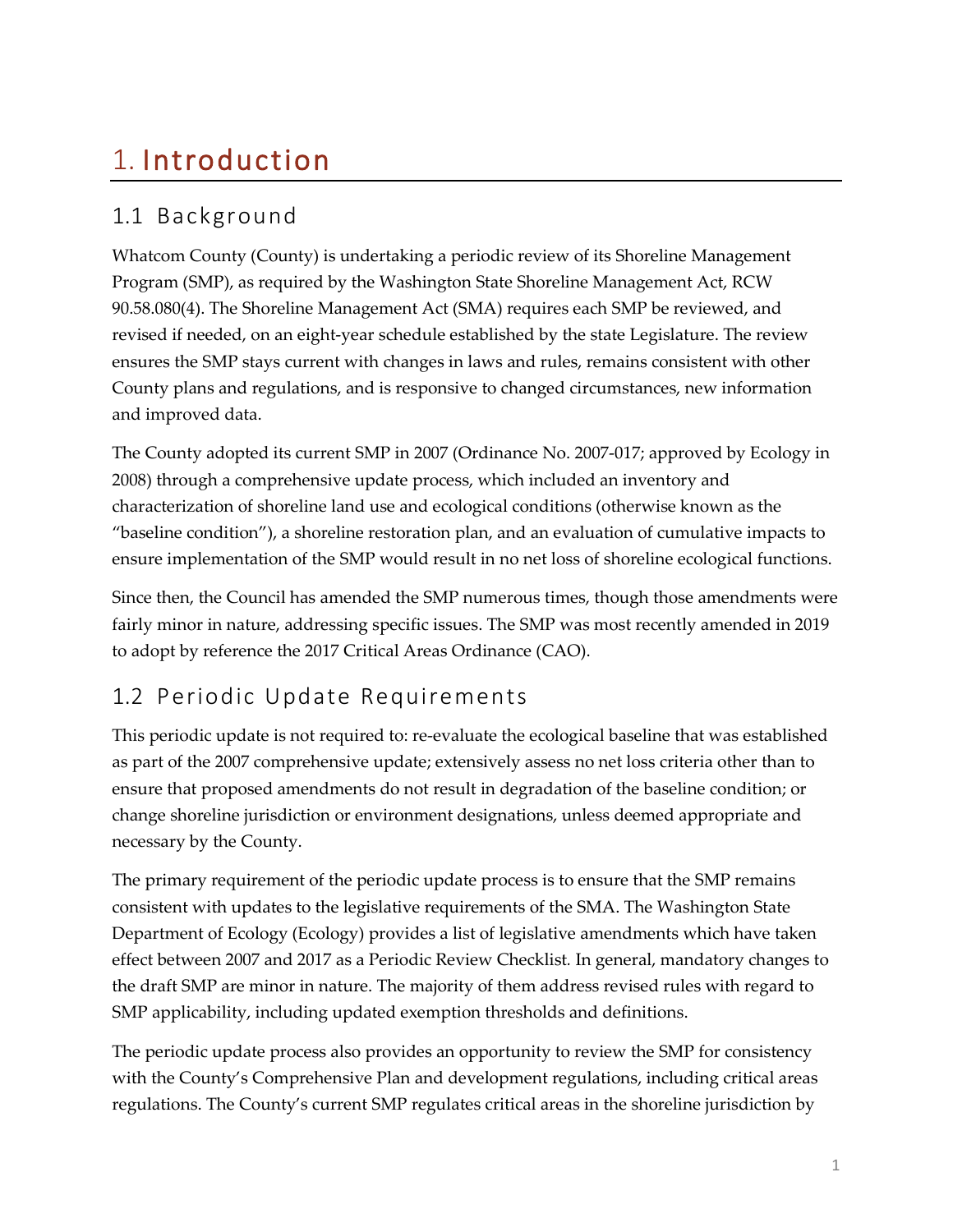# 1. Introduction

## 1.1 Background

Whatcom County (County) is undertaking a periodic review of its Shoreline Management Program (SMP), as required by the Washington State Shoreline Management Act, RCW 90.58.080(4). The Shoreline Management Act (SMA) requires each SMP be reviewed, and revised if needed, on an eight-year schedule established by the state Legislature. The review ensures the SMP stays current with changes in laws and rules, remains consistent with other County plans and regulations, and is responsive to changed circumstances, new information and improved data.

The County adopted its current SMP in 2007 (Ordinance No. 2007-017; approved by Ecology in 2008) through a comprehensive update process, which included an inventory and characterization of shoreline land use and ecological conditions (otherwise known as the "baseline condition"), a shoreline restoration plan, and an evaluation of cumulative impacts to ensure implementation of the SMP would result in no net loss of shoreline ecological functions.

Since then, the Council has amended the SMP numerous times, though those amendments were fairly minor in nature, addressing specific issues. The SMP was most recently amended in 2019 to adopt by reference the 2017 Critical Areas Ordinance (CAO).

## 1.2 Periodic Update Requirements

This periodic update is not required to: re-evaluate the ecological baseline that was established as part of the 2007 comprehensive update; extensively assess no net loss criteria other than to ensure that proposed amendments do not result in degradation of the baseline condition; or change shoreline jurisdiction or environment designations, unless deemed appropriate and necessary by the County.

The primary requirement of the periodic update process is to ensure that the SMP remains consistent with updates to the legislative requirements of the SMA. The Washington State Department of Ecology (Ecology) provides a list of legislative amendments which have taken effect between 2007 and 2017 as a Periodic Review Checklist*.* In general, mandatory changes to the draft SMP are minor in nature. The majority of them address revised rules with regard to SMP applicability, including updated exemption thresholds and definitions.

The periodic update process also provides an opportunity to review the SMP for consistency with the County's Comprehensive Plan and development regulations, including critical areas regulations. The County's current SMP regulates critical areas in the shoreline jurisdiction by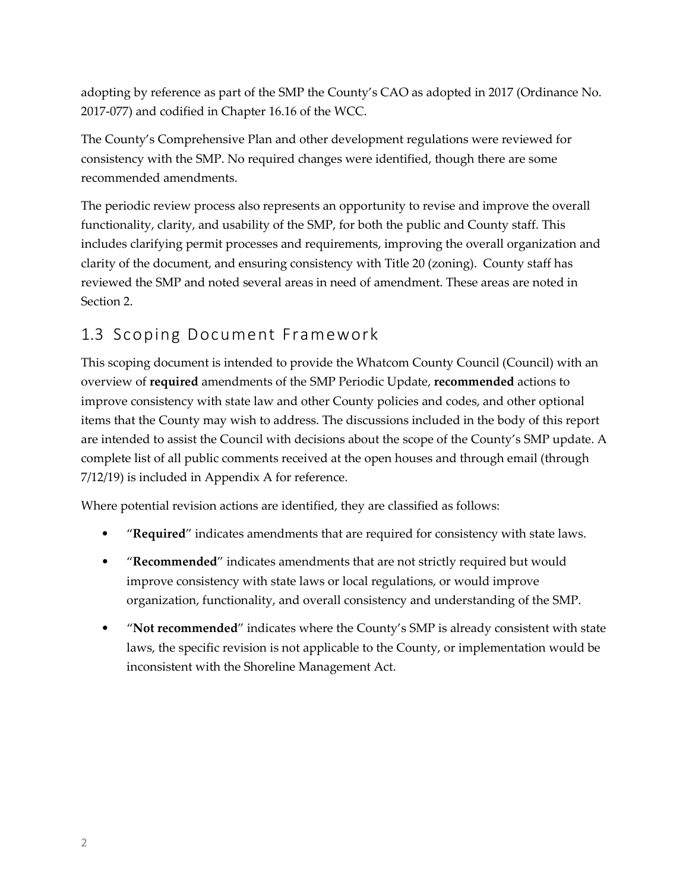adopting by reference as part of the SMP the County's CAO as adopted in 2017 (Ordinance No. 2017-077) and codified in Chapter 16.16 of the WCC.

The County's Comprehensive Plan and other development regulations were reviewed for consistency with the SMP. No required changes were identified, though there are some recommended amendments.

The periodic review process also represents an opportunity to revise and improve the overall functionality, clarity, and usability of the SMP, for both the public and County staff. This includes clarifying permit processes and requirements, improving the overall organization and clarity of the document, and ensuring consistency with Title 20 (zoning). County staff has reviewed the SMP and noted several areas in need of amendment. These areas are noted in Section 2.

## 1.3 Scoping Document Framework

This scoping document is intended to provide the Whatcom County Council (Council) with an overview of **required** amendments of the SMP Periodic Update, **recommended** actions to improve consistency with state law and other County policies and codes, and other optional items that the County may wish to address. The discussions included in the body of this report are intended to assist the Council with decisions about the scope of the County's SMP update. A complete list of all public comments received at the open houses and through email (through 7/12/19) is included in Appendix A for reference.

Where potential revision actions are identified, they are classified as follows:

- "**Required**" indicates amendments that are required for consistency with state laws.
- "**Recommended**" indicates amendments that are not strictly required but would improve consistency with state laws or local regulations, or would improve organization, functionality, and overall consistency and understanding of the SMP.
- "**Not recommended**" indicates where the County's SMP is already consistent with state laws, the specific revision is not applicable to the County, or implementation would be inconsistent with the Shoreline Management Act.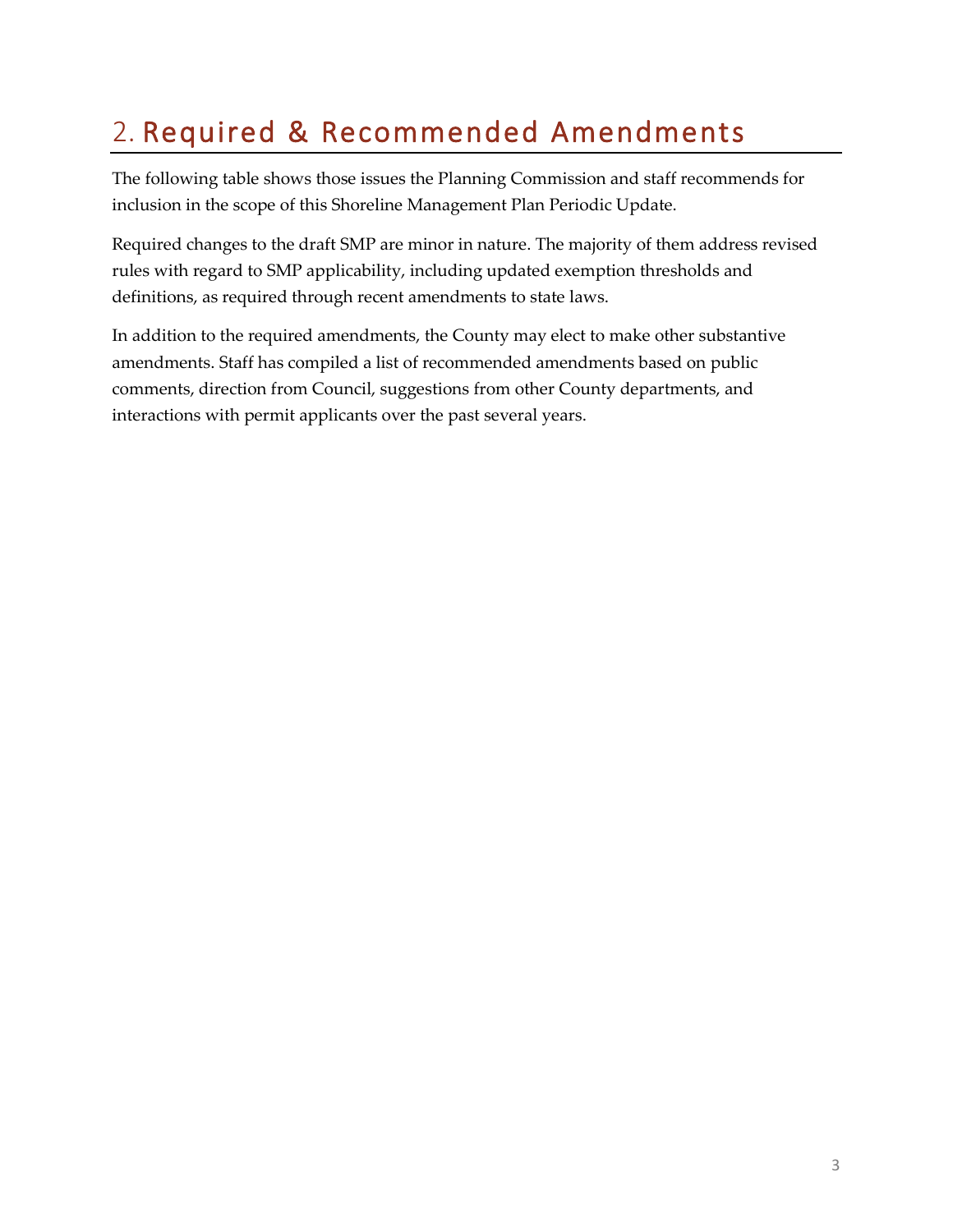# 2. Required & Recommended Amendments

The following table shows those issues the Planning Commission and staff recommends for inclusion in the scope of this Shoreline Management Plan Periodic Update.

Required changes to the draft SMP are minor in nature. The majority of them address revised rules with regard to SMP applicability, including updated exemption thresholds and definitions, as required through recent amendments to state laws.

In addition to the required amendments, the County may elect to make other substantive amendments. Staff has compiled a list of recommended amendments based on public comments, direction from Council, suggestions from other County departments, and interactions with permit applicants over the past several years.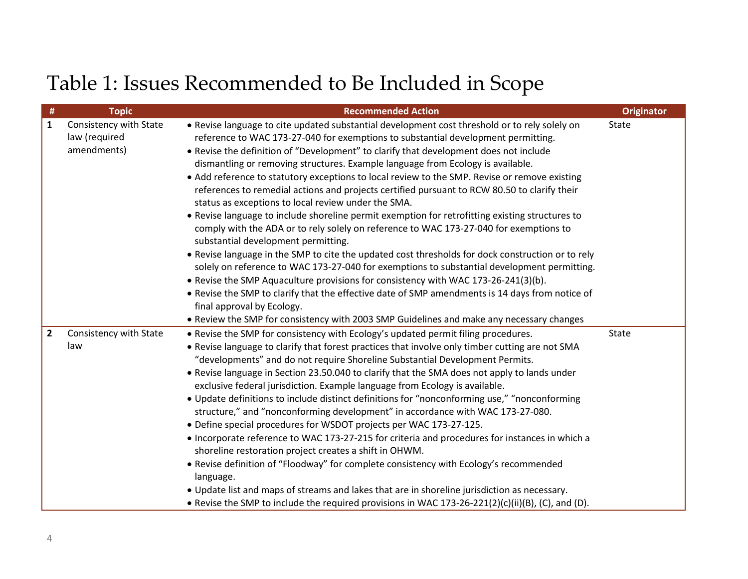# Table 1: Issues Recommended to Be Included in Scope

| # | Topic | Recommended Action | Originator |
|---|---|---|---|
| 1 | Consistency with State law (required amendments) | • Revise language to cite updated substantial development cost threshold or to rely solely on reference to WAC 173-27-040 for exemptions to substantial development permitting.<br>• Revise the definition of "Development" to clarify that development does not include dismantling or removing structures. Example language from Ecology is available.<br>• Add reference to statutory exceptions to local review to the SMP. Revise or remove existing references to remedial actions and projects certified pursuant to RCW 80.50 to clarify their status as exceptions to local review under the SMA.<br>• Revise language to include shoreline permit exemption for retrofitting existing structures to comply with the ADA or to rely solely on reference to WAC 173-27-040 for exemptions to substantial development permitting.<br>• Revise language in the SMP to cite the updated cost thresholds for dock construction or to rely solely on reference to WAC 173-27-040 for exemptions to substantial development permitting.<br>• Revise the SMP Aquaculture provisions for consistency with WAC 173-26-241(3)(b).<br>• Revise the SMP to clarify that the effective date of SMP amendments is 14 days from notice of final approval by Ecology.<br>• Review the SMP for consistency with 2003 SMP Guidelines and make any necessary changes | State |
| 2 | Consistency with State law | • Revise the SMP for consistency with Ecology's updated permit filing procedures.<br>• Revise language to clarify that forest practices that involve only timber cutting are not SMA "developments" and do not require Shoreline Substantial Development Permits.<br>• Revise language in Section 23.50.040 to clarify that the SMA does not apply to lands under exclusive federal jurisdiction. Example language from Ecology is available.<br>• Update definitions to include distinct definitions for "nonconforming use," "nonconforming structure," and "nonconforming development" in accordance with WAC 173-27-080.<br>• Define special procedures for WSDOT projects per WAC 173-27-125.<br>• Incorporate reference to WAC 173-27-215 for criteria and procedures for instances in which a shoreline restoration project creates a shift in OHWM.<br>• Revise definition of "Floodway" for complete consistency with Ecology's recommended language.<br>• Update list and maps of streams and lakes that are in shoreline jurisdiction as necessary.<br>• Revise the SMP to include the required provisions in WAC 173-26-221(2)(c)(ii)(B), (C), and (D). | State |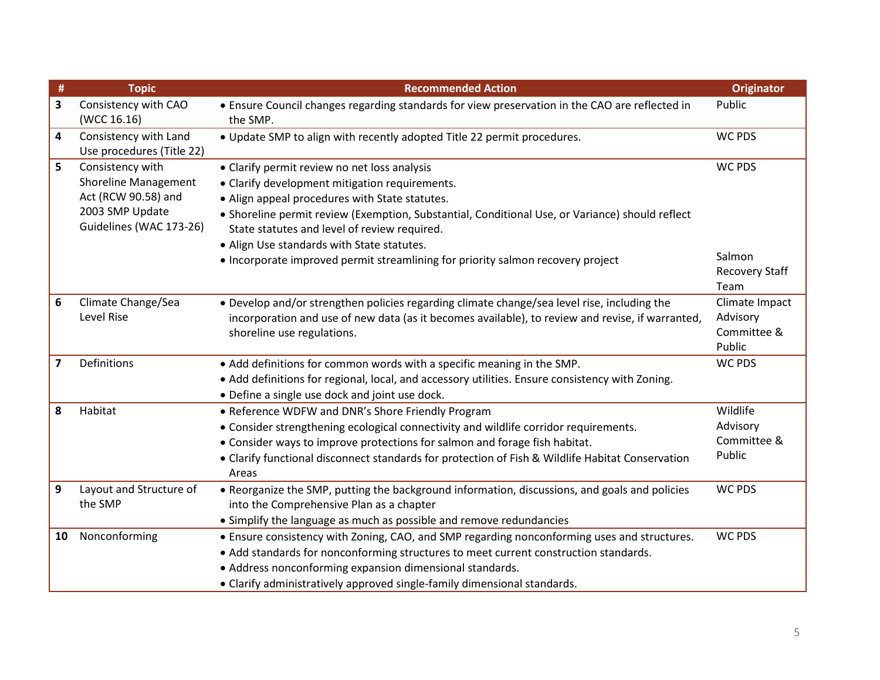| # | Topic | Recommended Action | Originator |
|---|---|---|---|
| 3 | Consistency with CAO (WCC 16.16) | • Ensure Council changes regarding standards for view preservation in the CAO are reflected in the SMP. | Public |
| 4 | Consistency with Land Use procedures (Title 22) | • Update SMP to align with recently adopted Title 22 permit procedures. | WC PDS |
| 5 | Consistency with Shoreline Management Act (RCW 90.58) and 2003 SMP Update Guidelines (WAC 173-26) | • Clarify permit review no net loss analysis<br>• Clarify development mitigation requirements.<br>• Align appeal procedures with State statutes.<br>• Shoreline permit review (Exemption, Substantial, Conditional Use, or Variance) should reflect State statutes and level of review required.<br>• Align Use standards with State statutes. | WC PDS |
| | | • Incorporate improved permit streamlining for priority salmon recovery project | Salmon Recovery Staff Team |
| 6 | Climate Change/Sea Level Rise | • Develop and/or strengthen policies regarding climate change/sea level rise, including the incorporation and use of new data (as it becomes available), to review and revise, if warranted, shoreline use regulations. | Climate Impact Advisory Committee & Public |
| 7 | Definitions | • Add definitions for common words with a specific meaning in the SMP.<br>• Add definitions for regional, local, and accessory utilities. Ensure consistency with Zoning.<br>• Define a single use dock and joint use dock. | WC PDS |
| 8 | Habitat | • Reference WDFW and DNR's Shore Friendly Program<br>• Consider strengthening ecological connectivity and wildlife corridor requirements.<br>• Consider ways to improve protections for salmon and forage fish habitat.<br>• Clarify functional disconnect standards for protection of Fish & Wildlife Habitat Conservation Areas | Wildlife Advisory Committee & Public |
| 9 | Layout and Structure of the SMP | • Reorganize the SMP, putting the background information, discussions, and goals and policies into the Comprehensive Plan as a chapter<br>• Simplify the language as much as possible and remove redundancies | WC PDS |
| 10 | Nonconforming | • Ensure consistency with Zoning, CAO, and SMP regarding nonconforming uses and structures.<br>• Add standards for nonconforming structures to meet current construction standards.<br>• Address nonconforming expansion dimensional standards.<br>• Clarify administratively approved single-family dimensional standards. | WC PDS |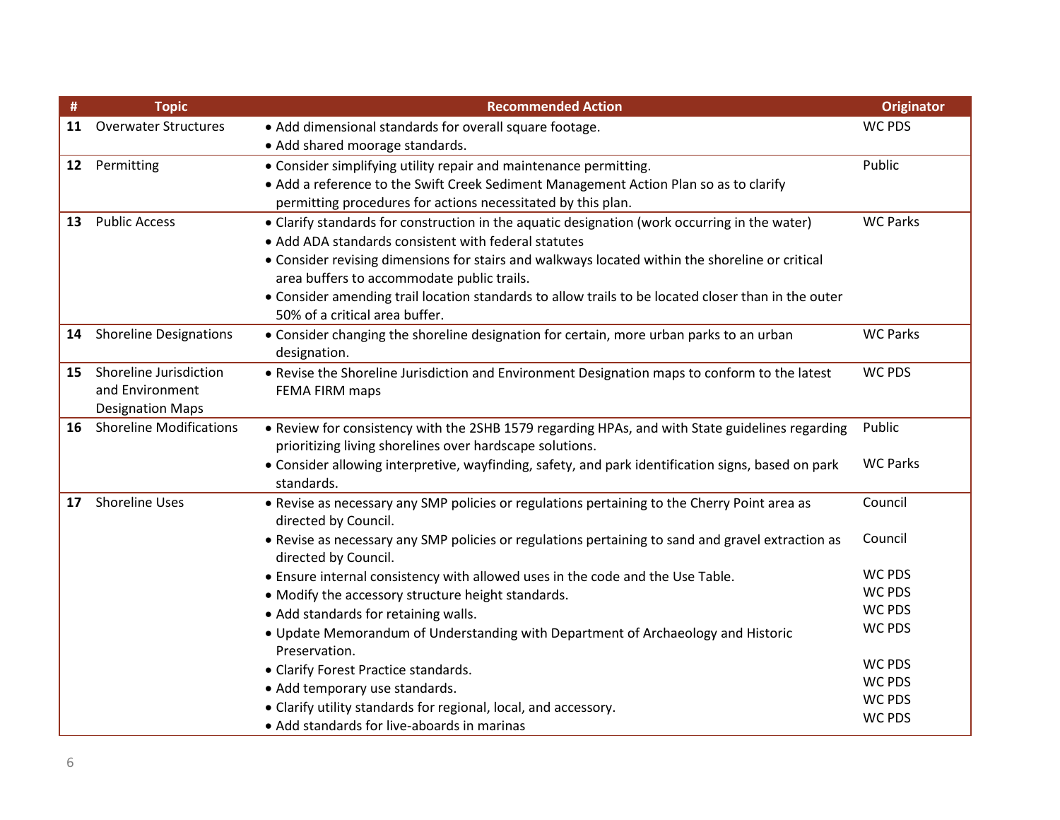| # | Topic | Recommended Action | Originator |
|---|---|---|---|
| 11 | Overwater Structures | • Add dimensional standards for overall square footage.<br>• Add shared moorage standards. | WC PDS |
| 12 | Permitting | • Consider simplifying utility repair and maintenance permitting.<br>• Add a reference to the Swift Creek Sediment Management Action Plan so as to clarify permitting procedures for actions necessitated by this plan. | Public |
| 13 | Public Access | • Clarify standards for construction in the aquatic designation (work occurring in the water)<br>• Add ADA standards consistent with federal statutes<br>• Consider revising dimensions for stairs and walkways located within the shoreline or critical area buffers to accommodate public trails.<br>• Consider amending trail location standards to allow trails to be located closer than in the outer 50% of a critical area buffer. | WC Parks |
| 14 | Shoreline Designations | • Consider changing the shoreline designation for certain, more urban parks to an urban designation. | WC Parks |
| 15 | Shoreline Jurisdiction and Environment Designation Maps | • Revise the Shoreline Jurisdiction and Environment Designation maps to conform to the latest FEMA FIRM maps | WC PDS |
| 16 | Shoreline Modifications | • Review for consistency with the 2SHB 1579 regarding HPAs, and with State guidelines regarding prioritizing living shorelines over hardscape solutions. | Public |
| | | • Consider allowing interpretive, wayfinding, safety, and park identification signs, based on park standards. | WC Parks |
| 17 | Shoreline Uses | • Revise as necessary any SMP policies or regulations pertaining to the Cherry Point area as directed by Council. | Council |
| | | • Revise as necessary any SMP policies or regulations pertaining to sand and gravel extraction as directed by Council. | Council |
| | | • Ensure internal consistency with allowed uses in the code and the Use Table. | WC PDS |
| | | • Modify the accessory structure height standards. | WC PDS |
| | | • Add standards for retaining walls. | WC PDS |
| | | • Update Memorandum of Understanding with Department of Archaeology and Historic Preservation. | WC PDS |
| | | • Clarify Forest Practice standards. | WC PDS |
| | | • Add temporary use standards. | WC PDS |
| | | • Clarify utility standards for regional, local, and accessory. | WC PDS |
| | | • Add standards for live-aboards in marinas | WC PDS |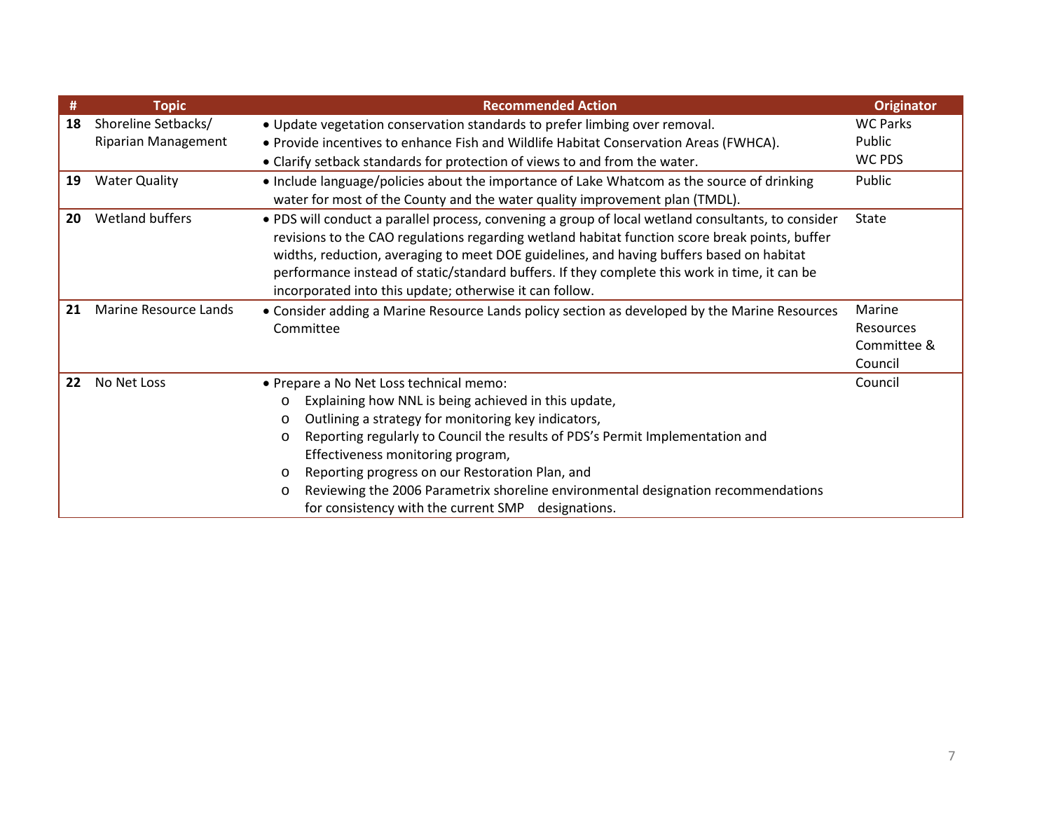| # | Topic | Recommended Action | Originator |
|---|---|---|---|
| **18** | Shoreline Setbacks/ Riparian Management | • Update vegetation conservation standards to prefer limbing over removal.<br>• Provide incentives to enhance Fish and Wildlife Habitat Conservation Areas (FWHCA).<br>• Clarify setback standards for protection of views to and from the water. | WC Parks<br>Public<br>WC PDS |
| **19** | Water Quality | • Include language/policies about the importance of Lake Whatcom as the source of drinking water for most of the County and the water quality improvement plan (TMDL). | Public |
| **20** | Wetland buffers | • PDS will conduct a parallel process, convening a group of local wetland consultants, to consider revisions to the CAO regulations regarding wetland habitat function score break points, buffer widths, reduction, averaging to meet DOE guidelines, and having buffers based on habitat performance instead of static/standard buffers. If they complete this work in time, it can be incorporated into this update; otherwise it can follow. | State |
| **21** | Marine Resource Lands | • Consider adding a Marine Resource Lands policy section as developed by the Marine Resources Committee | Marine Resources Committee & Council |
| **22** | No Net Loss | • Prepare a No Net Loss technical memo:<br>o Explaining how NNL is being achieved in this update,<br>o Outlining a strategy for monitoring key indicators,<br>o Reporting regularly to Council the results of PDS's Permit Implementation and Effectiveness monitoring program,<br>o Reporting progress on our Restoration Plan, and<br>o Reviewing the 2006 Parametrix shoreline environmental designation recommendations for consistency with the current SMP designations. | Council |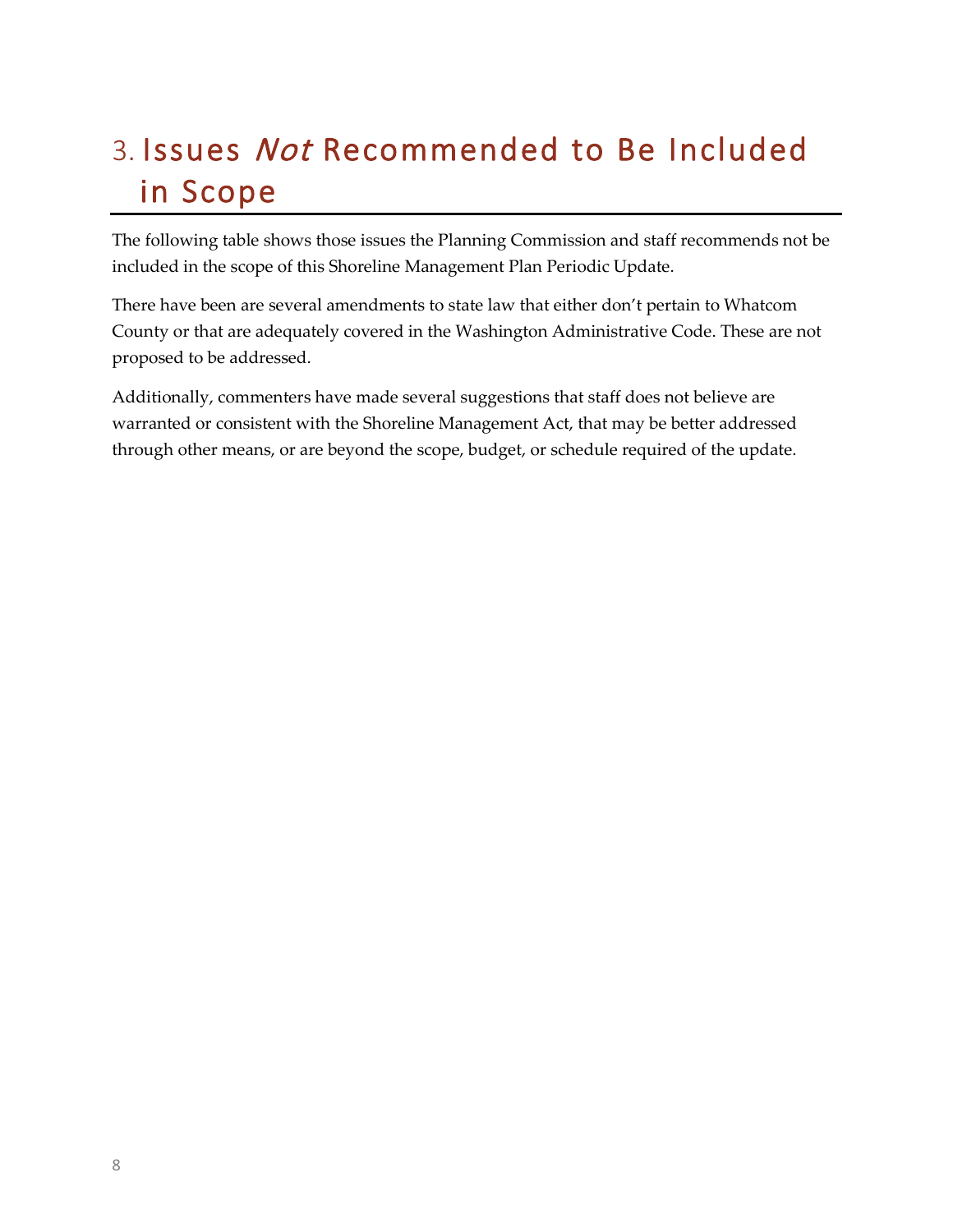# 3. Issues *Not* Recommended to Be Included in Scope

The following table shows those issues the Planning Commission and staff recommends not be included in the scope of this Shoreline Management Plan Periodic Update.

There have been are several amendments to state law that either don't pertain to Whatcom County or that are adequately covered in the Washington Administrative Code. These are not proposed to be addressed.

Additionally, commenters have made several suggestions that staff does not believe are warranted or consistent with the Shoreline Management Act, that may be better addressed through other means, or are beyond the scope, budget, or schedule required of the update.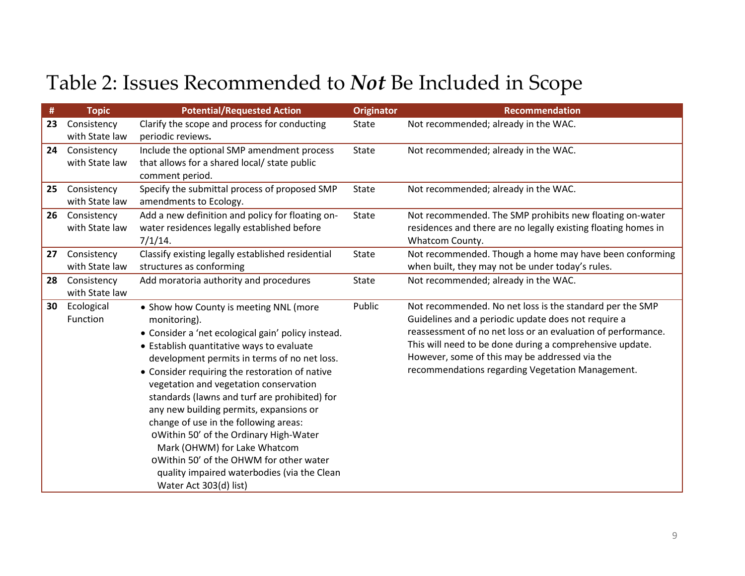# Table 2: Issues Recommended to *Not* Be Included in Scope

| # | Topic | Potential/Requested Action | Originator | Recommendation |
|---|---|---|---|---|
| **23** | Consistency with State law | Clarify the scope and process for conducting periodic reviews**.** | State | Not recommended; already in the WAC. |
| **24** | Consistency with State law | Include the optional SMP amendment process that allows for a shared local/ state public comment period. | State | Not recommended; already in the WAC. |
| **25** | Consistency with State law | Specify the submittal process of proposed SMP amendments to Ecology. | State | Not recommended; already in the WAC. |
| **26** | Consistency with State law | Add a new definition and policy for floating on-water residences legally established before 7/1/14. | State | Not recommended. The SMP prohibits new floating on-water residences and there are no legally existing floating homes in Whatcom County. |
| **27** | Consistency with State law | Classify existing legally established residential structures as conforming | State | Not recommended. Though a home may have been conforming when built, they may not be under today's rules. |
| **28** | Consistency with State law | Add moratoria authority and procedures | State | Not recommended; already in the WAC. |
| **30** | Ecological Function | • Show how County is meeting NNL (more monitoring).<br>• Consider a 'net ecological gain' policy instead.<br>• Establish quantitative ways to evaluate development permits in terms of no net loss.<br>• Consider requiring the restoration of native vegetation and vegetation conservation standards (lawns and turf are prohibited) for any new building permits, expansions or change of use in the following areas:<br>o Within 50' of the Ordinary High-Water Mark (OHWM) for Lake Whatcom<br>o Within 50' of the OHWM for other water quality impaired waterbodies (via the Clean Water Act 303(d) list) | Public | Not recommended. No net loss is the standard per the SMP Guidelines and a periodic update does not require a reassessment of no net loss or an evaluation of performance. This will need to be done during a comprehensive update. However, some of this may be addressed via the recommendations regarding Vegetation Management. |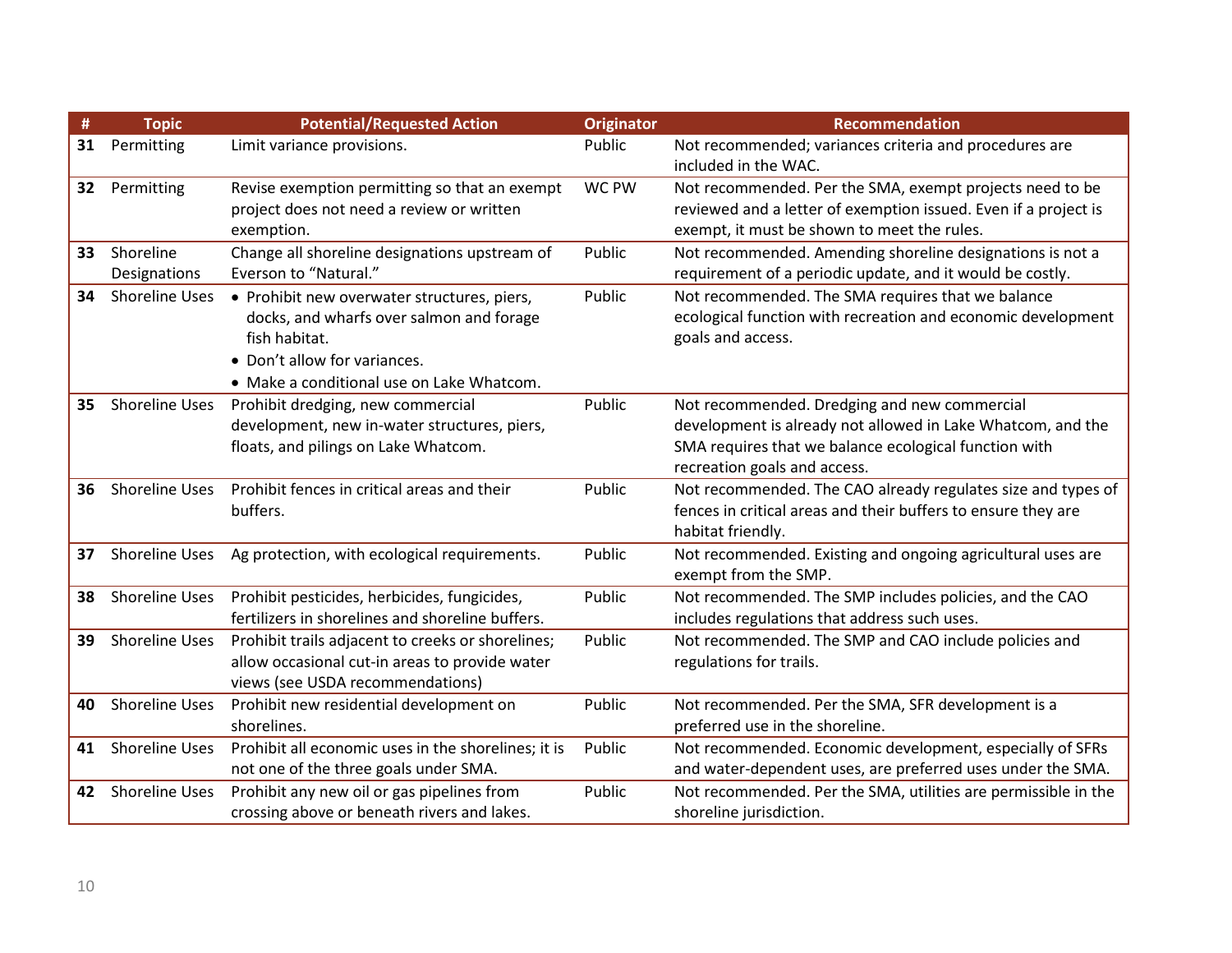| # | Topic | Potential/Requested Action | Originator | Recommendation |
|---|---|---|---|---|
| **31** | Permitting | Limit variance provisions. | Public | Not recommended; variances criteria and procedures are included in the WAC. |
| **32** | Permitting | Revise exemption permitting so that an exempt project does not need a review or written exemption. | WC PW | Not recommended. Per the SMA, exempt projects need to be reviewed and a letter of exemption issued. Even if a project is exempt, it must be shown to meet the rules. |
| **33** | Shoreline Designations | Change all shoreline designations upstream of Everson to "Natural." | Public | Not recommended. Amending shoreline designations is not a requirement of a periodic update, and it would be costly. |
| **34** | Shoreline Uses | • Prohibit new overwater structures, piers, docks, and wharfs over salmon and forage fish habitat.<br>• Don't allow for variances.<br>• Make a conditional use on Lake Whatcom. | Public | Not recommended. The SMA requires that we balance ecological function with recreation and economic development goals and access. |
| **35** | Shoreline Uses | Prohibit dredging, new commercial development, new in-water structures, piers, floats, and pilings on Lake Whatcom. | Public | Not recommended. Dredging and new commercial development is already not allowed in Lake Whatcom, and the SMA requires that we balance ecological function with recreation goals and access. |
| **36** | Shoreline Uses | Prohibit fences in critical areas and their buffers. | Public | Not recommended. The CAO already regulates size and types of fences in critical areas and their buffers to ensure they are habitat friendly. |
| **37** | Shoreline Uses | Ag protection, with ecological requirements. | Public | Not recommended. Existing and ongoing agricultural uses are exempt from the SMP. |
| **38** | Shoreline Uses | Prohibit pesticides, herbicides, fungicides, fertilizers in shorelines and shoreline buffers. | Public | Not recommended. The SMP includes policies, and the CAO includes regulations that address such uses. |
| **39** | Shoreline Uses | Prohibit trails adjacent to creeks or shorelines; allow occasional cut-in areas to provide water views (see USDA recommendations) | Public | Not recommended. The SMP and CAO include policies and regulations for trails. |
| **40** | Shoreline Uses | Prohibit new residential development on shorelines. | Public | Not recommended. Per the SMA, SFR development is a preferred use in the shoreline. |
| **41** | Shoreline Uses | Prohibit all economic uses in the shorelines; it is not one of the three goals under SMA. | Public | Not recommended. Economic development, especially of SFRs and water-dependent uses, are preferred uses under the SMA. |
| **42** | Shoreline Uses | Prohibit any new oil or gas pipelines from crossing above or beneath rivers and lakes. | Public | Not recommended. Per the SMA, utilities are permissible in the shoreline jurisdiction. |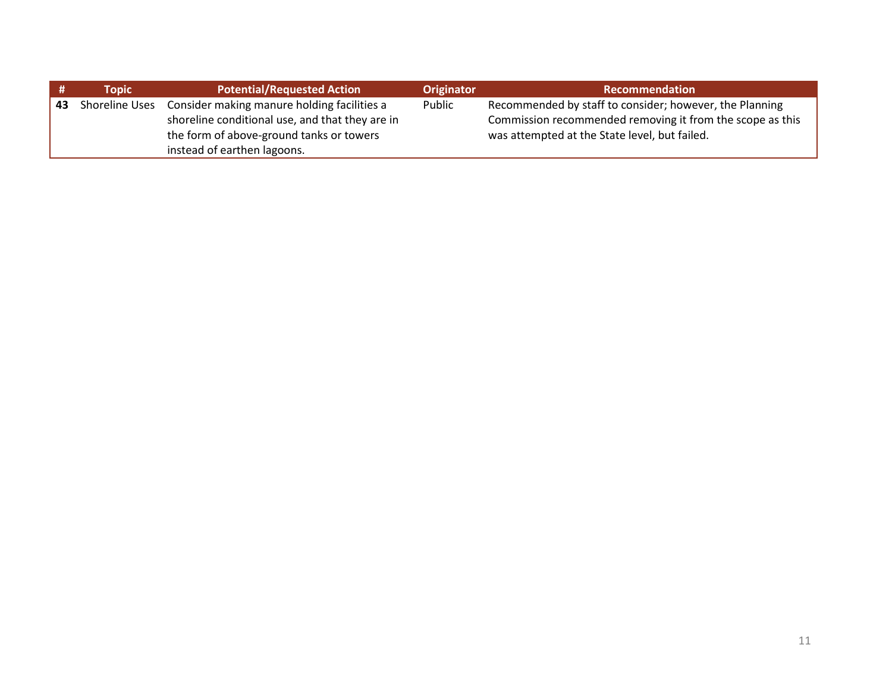| # | Topic | Potential/Requested Action | Originator | Recommendation |
|---|---|---|---|---|
| **43** | Shoreline Uses | Consider making manure holding facilities a shoreline conditional use, and that they are in the form of above-ground tanks or towers instead of earthen lagoons. | Public | Recommended by staff to consider; however, the Planning Commission recommended removing it from the scope as this was attempted at the State level, but failed. |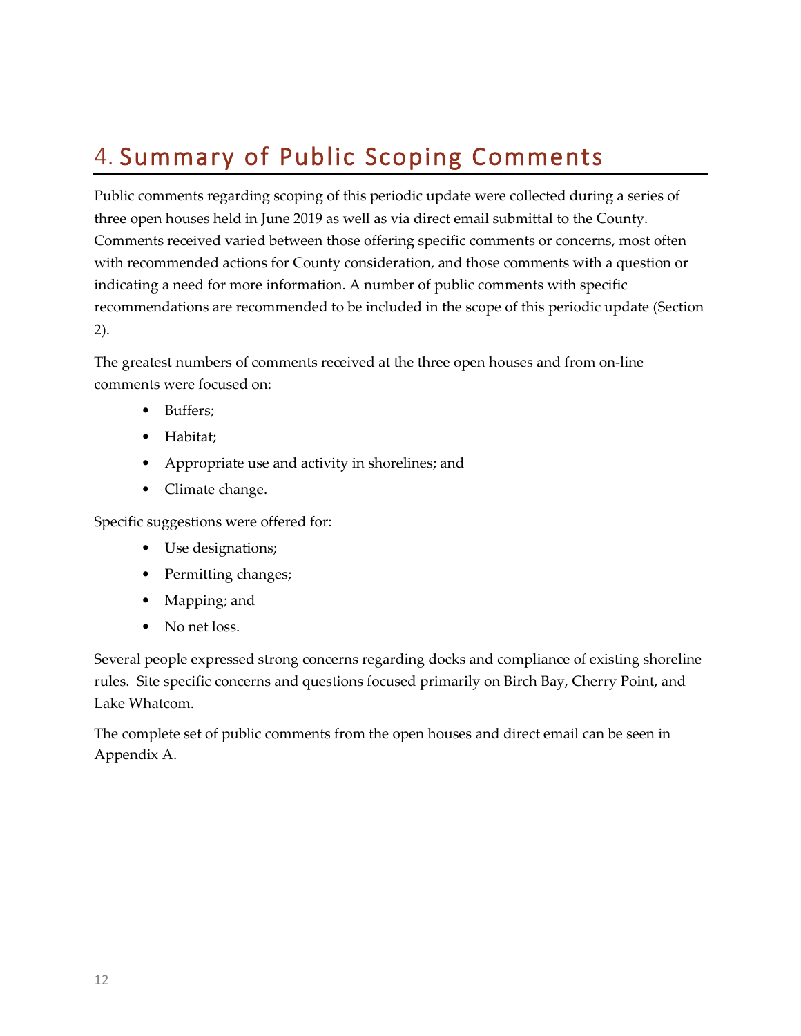# 4. Summary of Public Scoping Comments

Public comments regarding scoping of this periodic update were collected during a series of three open houses held in June 2019 as well as via direct email submittal to the County. Comments received varied between those offering specific comments or concerns, most often with recommended actions for County consideration, and those comments with a question or indicating a need for more information. A number of public comments with specific recommendations are recommended to be included in the scope of this periodic update (Section 2).

The greatest numbers of comments received at the three open houses and from on-line comments were focused on:

- Buffers;
- Habitat;
- Appropriate use and activity in shorelines; and
- Climate change.

Specific suggestions were offered for:

- Use designations;
- Permitting changes;
- Mapping; and
- No net loss.

Several people expressed strong concerns regarding docks and compliance of existing shoreline rules. Site specific concerns and questions focused primarily on Birch Bay, Cherry Point, and Lake Whatcom.

The complete set of public comments from the open houses and direct email can be seen in Appendix A.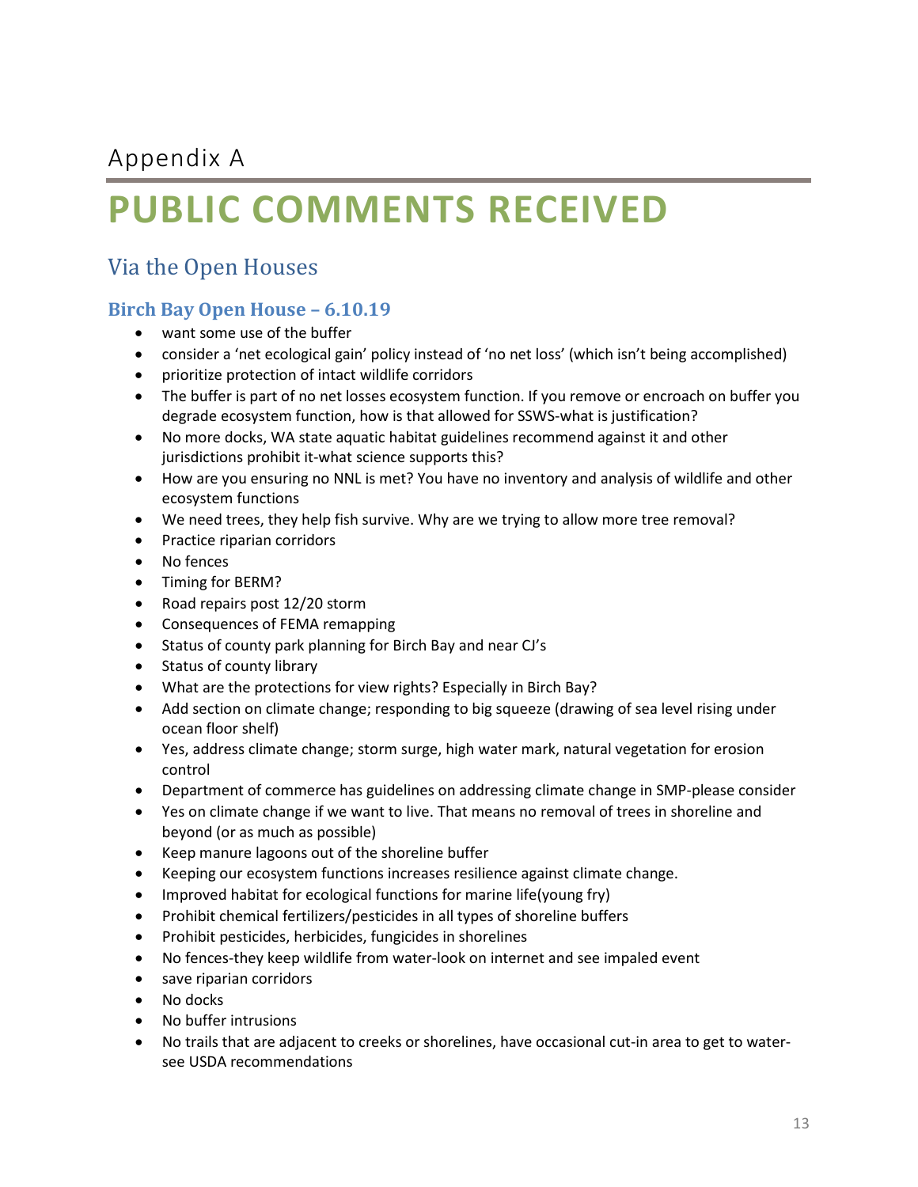Appendix A

# PUBLIC COMMENTS RECEIVED

## Via the Open Houses

### Birch Bay Open House – 6.10.19

- want some use of the buffer
- consider a 'net ecological gain' policy instead of 'no net loss' (which isn't being accomplished)
- prioritize protection of intact wildlife corridors
- The buffer is part of no net losses ecosystem function. If you remove or encroach on buffer you degrade ecosystem function, how is that allowed for SSWS-what is justification?
- No more docks, WA state aquatic habitat guidelines recommend against it and other jurisdictions prohibit it-what science supports this?
- How are you ensuring no NNL is met? You have no inventory and analysis of wildlife and other ecosystem functions
- We need trees, they help fish survive. Why are we trying to allow more tree removal?
- Practice riparian corridors
- No fences
- Timing for BERM?
- Road repairs post 12/20 storm
- Consequences of FEMA remapping
- Status of county park planning for Birch Bay and near CJ's
- Status of county library
- What are the protections for view rights? Especially in Birch Bay?
- Add section on climate change; responding to big squeeze (drawing of sea level rising under ocean floor shelf)
- Yes, address climate change; storm surge, high water mark, natural vegetation for erosion control
- Department of commerce has guidelines on addressing climate change in SMP-please consider
- Yes on climate change if we want to live. That means no removal of trees in shoreline and beyond (or as much as possible)
- Keep manure lagoons out of the shoreline buffer
- Keeping our ecosystem functions increases resilience against climate change.
- Improved habitat for ecological functions for marine life(young fry)
- Prohibit chemical fertilizers/pesticides in all types of shoreline buffers
- Prohibit pesticides, herbicides, fungicides in shorelines
- No fences-they keep wildlife from water-look on internet and see impaled event
- save riparian corridors
- No docks
- No buffer intrusions
- No trails that are adjacent to creeks or shorelines, have occasional cut-in area to get to water-see USDA recommendations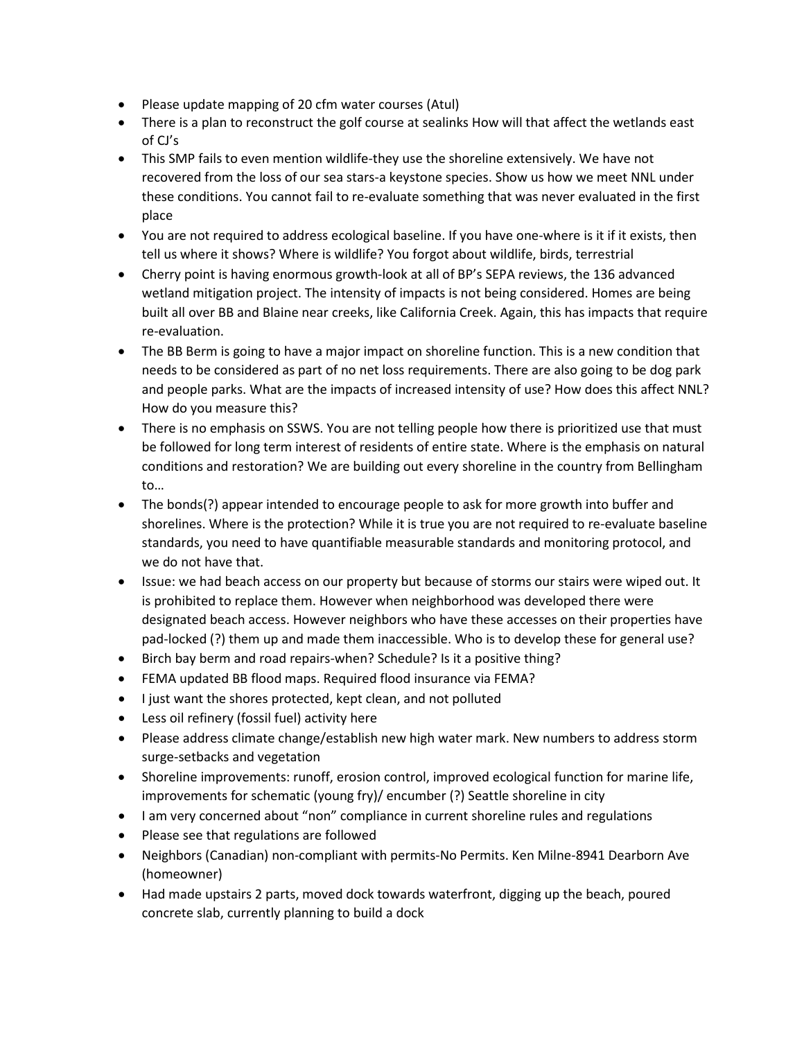- Please update mapping of 20 cfm water courses (Atul)
- There is a plan to reconstruct the golf course at sealinks How will that affect the wetlands east of CJ's
- This SMP fails to even mention wildlife-they use the shoreline extensively. We have not recovered from the loss of our sea stars-a keystone species. Show us how we meet NNL under these conditions. You cannot fail to re-evaluate something that was never evaluated in the first place
- You are not required to address ecological baseline. If you have one-where is it if it exists, then tell us where it shows? Where is wildlife? You forgot about wildlife, birds, terrestrial
- Cherry point is having enormous growth-look at all of BP's SEPA reviews, the 136 advanced wetland mitigation project. The intensity of impacts is not being considered. Homes are being built all over BB and Blaine near creeks, like California Creek. Again, this has impacts that require re-evaluation.
- The BB Berm is going to have a major impact on shoreline function. This is a new condition that needs to be considered as part of no net loss requirements. There are also going to be dog park and people parks. What are the impacts of increased intensity of use? How does this affect NNL? How do you measure this?
- There is no emphasis on SSWS. You are not telling people how there is prioritized use that must be followed for long term interest of residents of entire state. Where is the emphasis on natural conditions and restoration? We are building out every shoreline in the country from Bellingham to…
- The bonds(?) appear intended to encourage people to ask for more growth into buffer and shorelines. Where is the protection? While it is true you are not required to re-evaluate baseline standards, you need to have quantifiable measurable standards and monitoring protocol, and we do not have that.
- Issue: we had beach access on our property but because of storms our stairs were wiped out. It is prohibited to replace them. However when neighborhood was developed there were designated beach access. However neighbors who have these accesses on their properties have pad-locked (?) them up and made them inaccessible. Who is to develop these for general use?
- Birch bay berm and road repairs-when? Schedule? Is it a positive thing?
- FEMA updated BB flood maps. Required flood insurance via FEMA?
- I just want the shores protected, kept clean, and not polluted
- Less oil refinery (fossil fuel) activity here
- Please address climate change/establish new high water mark. New numbers to address storm surge-setbacks and vegetation
- Shoreline improvements: runoff, erosion control, improved ecological function for marine life, improvements for schematic (young fry)/ encumber (?) Seattle shoreline in city
- I am very concerned about "non" compliance in current shoreline rules and regulations
- Please see that regulations are followed
- Neighbors (Canadian) non-compliant with permits-No Permits. Ken Milne-8941 Dearborn Ave (homeowner)
- Had made upstairs 2 parts, moved dock towards waterfront, digging up the beach, poured concrete slab, currently planning to build a dock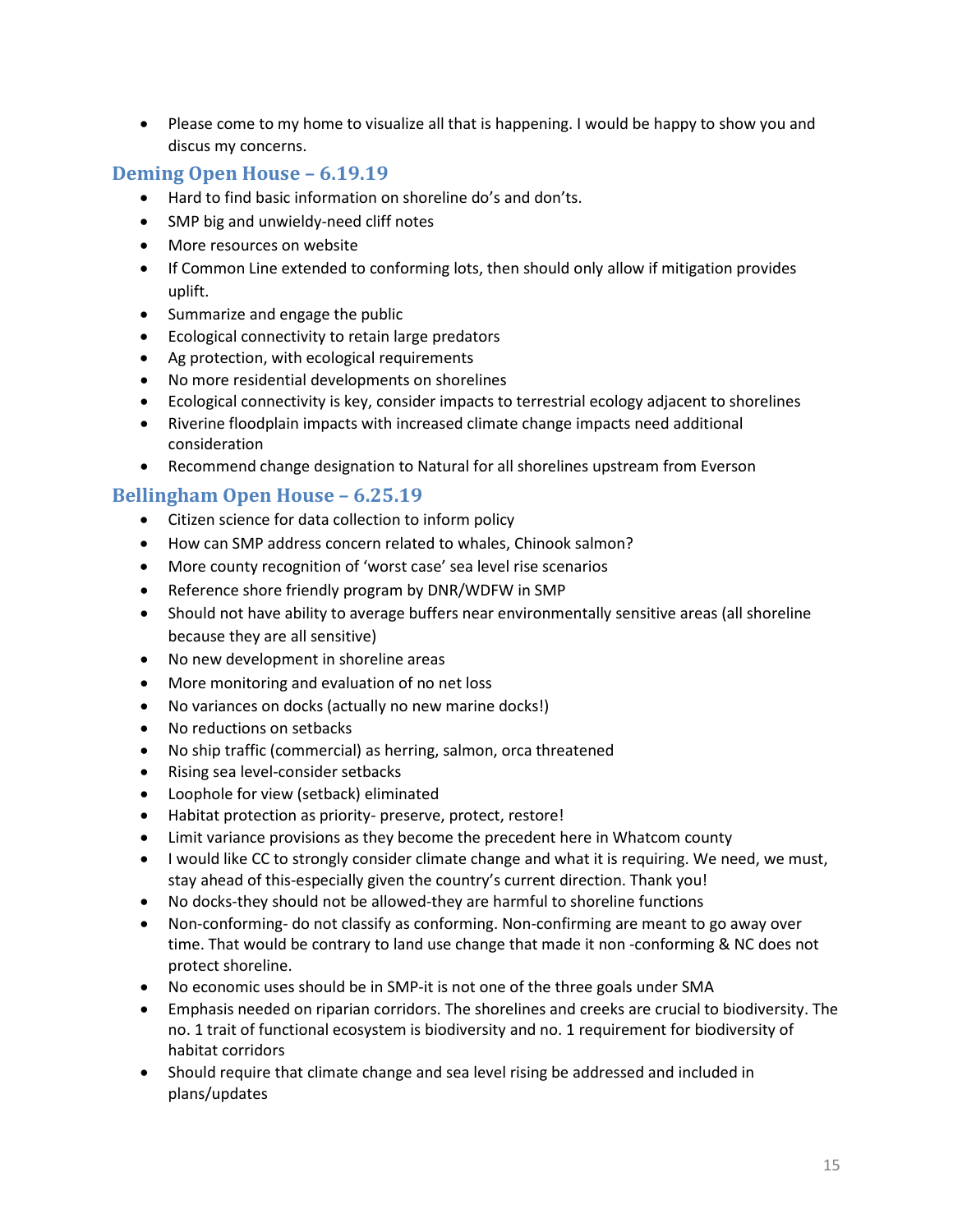- Please come to my home to visualize all that is happening. I would be happy to show you and discus my concerns.

## Deming Open House – 6.19.19

- Hard to find basic information on shoreline do's and don'ts.
- SMP big and unwieldy-need cliff notes
- More resources on website
- If Common Line extended to conforming lots, then should only allow if mitigation provides uplift.
- Summarize and engage the public
- Ecological connectivity to retain large predators
- Ag protection, with ecological requirements
- No more residential developments on shorelines
- Ecological connectivity is key, consider impacts to terrestrial ecology adjacent to shorelines
- Riverine floodplain impacts with increased climate change impacts need additional consideration
- Recommend change designation to Natural for all shorelines upstream from Everson

## Bellingham Open House – 6.25.19

- Citizen science for data collection to inform policy
- How can SMP address concern related to whales, Chinook salmon?
- More county recognition of 'worst case' sea level rise scenarios
- Reference shore friendly program by DNR/WDFW in SMP
- Should not have ability to average buffers near environmentally sensitive areas (all shoreline because they are all sensitive)
- No new development in shoreline areas
- More monitoring and evaluation of no net loss
- No variances on docks (actually no new marine docks!)
- No reductions on setbacks
- No ship traffic (commercial) as herring, salmon, orca threatened
- Rising sea level-consider setbacks
- Loophole for view (setback) eliminated
- Habitat protection as priority- preserve, protect, restore!
- Limit variance provisions as they become the precedent here in Whatcom county
- I would like CC to strongly consider climate change and what it is requiring. We need, we must, stay ahead of this-especially given the country's current direction. Thank you!
- No docks-they should not be allowed-they are harmful to shoreline functions
- Non-conforming- do not classify as conforming. Non-confirming are meant to go away over time. That would be contrary to land use change that made it non -conforming & NC does not protect shoreline.
- No economic uses should be in SMP-it is not one of the three goals under SMA
- Emphasis needed on riparian corridors. The shorelines and creeks are crucial to biodiversity. The no. 1 trait of functional ecosystem is biodiversity and no. 1 requirement for biodiversity of habitat corridors
- Should require that climate change and sea level rising be addressed and included in plans/updates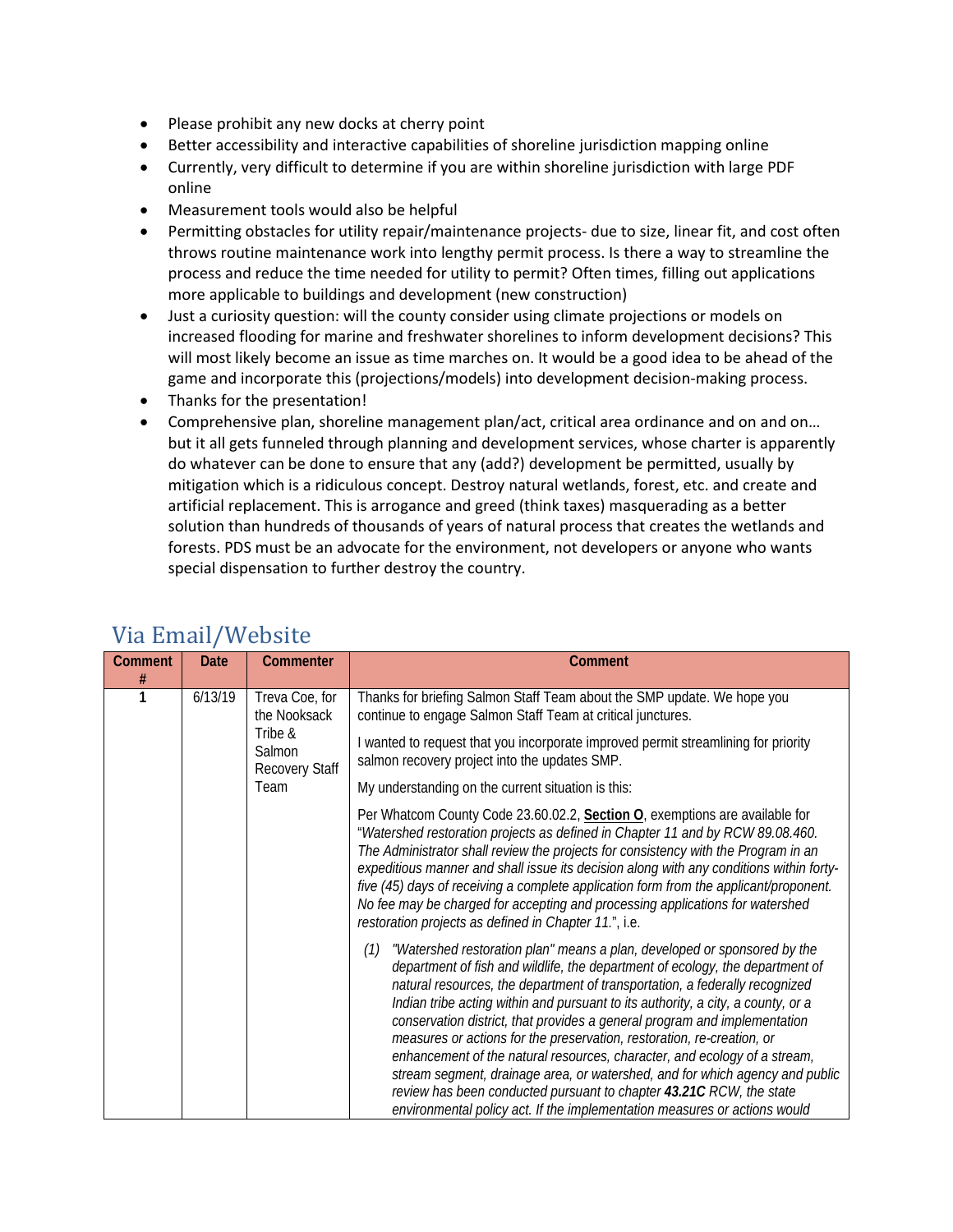- Please prohibit any new docks at cherry point
- Better accessibility and interactive capabilities of shoreline jurisdiction mapping online
- Currently, very difficult to determine if you are within shoreline jurisdiction with large PDF online
- Measurement tools would also be helpful
- Permitting obstacles for utility repair/maintenance projects- due to size, linear fit, and cost often throws routine maintenance work into lengthy permit process. Is there a way to streamline the process and reduce the time needed for utility to permit? Often times, filling out applications more applicable to buildings and development (new construction)
- Just a curiosity question: will the county consider using climate projections or models on increased flooding for marine and freshwater shorelines to inform development decisions? This will most likely become an issue as time marches on. It would be a good idea to be ahead of the game and incorporate this (projections/models) into development decision-making process.
- Thanks for the presentation!
- Comprehensive plan, shoreline management plan/act, critical area ordinance and on and on… but it all gets funneled through planning and development services, whose charter is apparently do whatever can be done to ensure that any (add?) development be permitted, usually by mitigation which is a ridiculous concept. Destroy natural wetlands, forest, etc. and create and artificial replacement. This is arrogance and greed (think taxes) masquerading as a better solution than hundreds of thousands of years of natural process that creates the wetlands and forests. PDS must be an advocate for the environment, not developers or anyone who wants special dispensation to further destroy the country.

## Via Email/Website

| Comment # | Date | Commenter | Comment |
|---|---|---|---|
| 1 | 6/13/19 | Treva Coe, for the Nooksack Tribe & Salmon Recovery Staff Team | Thanks for briefing Salmon Staff Team about the SMP update. We hope you continue to engage Salmon Staff Team at critical junctures.<br><br>I wanted to request that you incorporate improved permit streamlining for priority salmon recovery project into the updates SMP.<br><br>My understanding on the current situation is this:<br><br>Per Whatcom County Code 23.60.02.2, **Section O**, exemptions are available for "*Watershed restoration projects as defined in Chapter 11 and by RCW 89.08.460. The Administrator shall review the projects for consistency with the Program in an expeditious manner and shall issue its decision along with any conditions within forty-five (45) days of receiving a complete application form from the applicant/proponent. No fee may be charged for accepting and processing applications for watershed restoration projects as defined in Chapter 11.*", i.e.<br><br>*(1) "Watershed restoration plan" means a plan, developed or sponsored by the department of fish and wildlife, the department of ecology, the department of natural resources, the department of transportation, a federally recognized Indian tribe acting within and pursuant to its authority, a city, a county, or a conservation district, that provides a general program and implementation measures or actions for the preservation, restoration, re-creation, or enhancement of the natural resources, character, and ecology of a stream, stream segment, drainage area, or watershed, and for which agency and public review has been conducted pursuant to chapter **43.21C** RCW, the state environmental policy act. If the implementation measures or actions would* |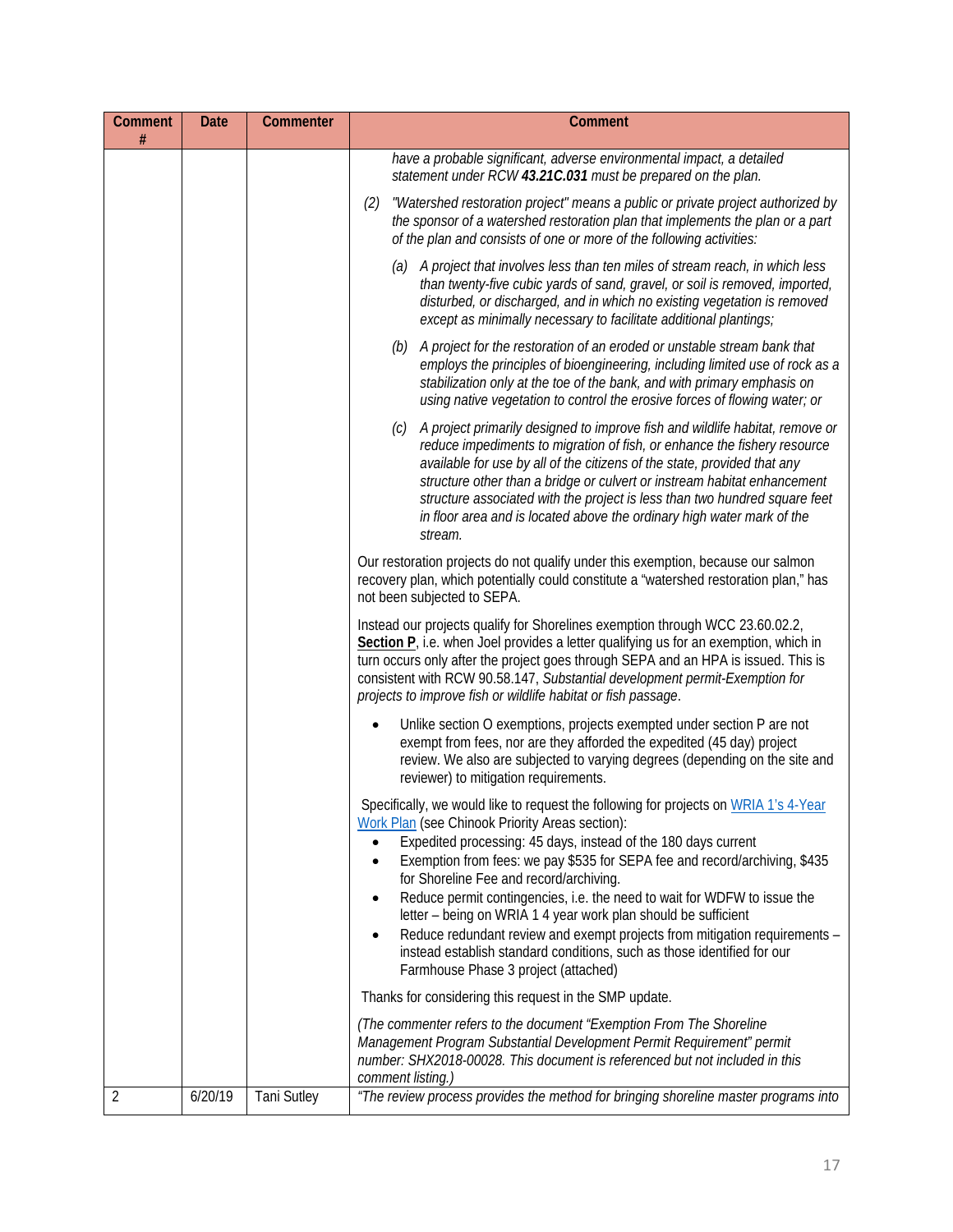| Comment # | Date | Commenter | Comment |
|---|---|---|---|
| | | | *have a probable significant, adverse environmental impact, a detailed statement under RCW* ***43.21C.031*** *must be prepared on the plan.*<br><br>(2) *"Watershed restoration project" means a public or private project authorized by the sponsor of a watershed restoration plan that implements the plan or a part of the plan and consists of one or more of the following activities:*<br><br>(a) *A project that involves less than ten miles of stream reach, in which less than twenty-five cubic yards of sand, gravel, or soil is removed, imported, disturbed, or discharged, and in which no existing vegetation is removed except as minimally necessary to facilitate additional plantings;*<br><br>(b) *A project for the restoration of an eroded or unstable stream bank that employs the principles of bioengineering, including limited use of rock as a stabilization only at the toe of the bank, and with primary emphasis on using native vegetation to control the erosive forces of flowing water; or*<br><br>(c) *A project primarily designed to improve fish and wildlife habitat, remove or reduce impediments to migration of fish, or enhance the fishery resource available for use by all of the citizens of the state, provided that any structure other than a bridge or culvert or instream habitat enhancement structure associated with the project is less than two hundred square feet in floor area and is located above the ordinary high water mark of the stream.*<br><br>Our restoration projects do not qualify under this exemption, because our salmon recovery plan, which potentially could constitute a "watershed restoration plan," has not been subjected to SEPA.<br><br>Instead our projects qualify for Shorelines exemption through WCC 23.60.02.2, **Section P**, i.e. when Joel provides a letter qualifying us for an exemption, which in turn occurs only after the project goes through SEPA and an HPA is issued. This is consistent with RCW 90.58.147, *Substantial development permit-Exemption for projects to improve fish or wildlife habitat or fish passage*.<br><br>• Unlike section O exemptions, projects exempted under section P are not exempt from fees, nor are they afforded the expedited (45 day) project review. We also are subjected to varying degrees (depending on the site and reviewer) to mitigation requirements.<br><br>Specifically, we would like to request the following for projects on WRIA 1's 4-Year Work Plan (see Chinook Priority Areas section):<br>• Expedited processing: 45 days, instead of the 180 days current<br>• Exemption from fees: we pay $535 for SEPA fee and record/archiving, $435 for Shoreline Fee and record/archiving.<br>• Reduce permit contingencies, i.e. the need to wait for WDFW to issue the letter – being on WRIA 1 4 year work plan should be sufficient<br>• Reduce redundant review and exempt projects from mitigation requirements – instead establish standard conditions, such as those identified for our Farmhouse Phase 3 project (attached)<br><br>Thanks for considering this request in the SMP update.<br><br>*(The commenter refers to the document "Exemption From The Shoreline Management Program Substantial Development Permit Requirement" permit number: SHX2018-00028. This document is referenced but not included in this comment listing.)* |
| 2 | 6/20/19 | Tani Sutley | *"The review process provides the method for bringing shoreline master programs into* |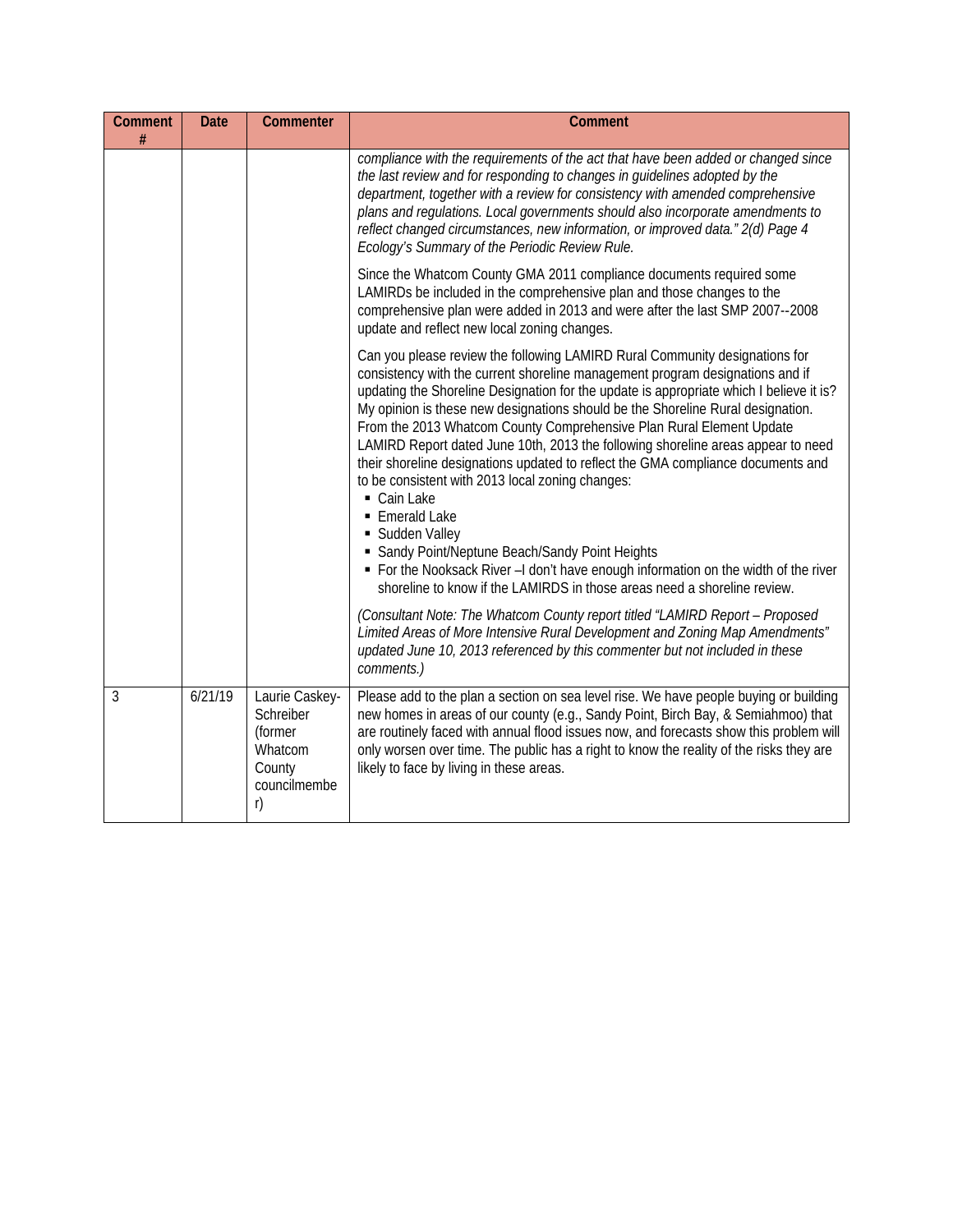| Comment # | Date | Commenter | Comment |
|---|---|---|---|
| | | | *compliance with the requirements of the act that have been added or changed since the last review and for responding to changes in guidelines adopted by the department, together with a review for consistency with amended comprehensive plans and regulations. Local governments should also incorporate amendments to reflect changed circumstances, new information, or improved data." 2(d) Page 4 Ecology's Summary of the Periodic Review Rule.*<br><br>Since the Whatcom County GMA 2011 compliance documents required some LAMIRDs be included in the comprehensive plan and those changes to the comprehensive plan were added in 2013 and were after the last SMP 2007--2008 update and reflect new local zoning changes.<br><br>Can you please review the following LAMIRD Rural Community designations for consistency with the current shoreline management program designations and if updating the Shoreline Designation for the update is appropriate which I believe it is? My opinion is these new designations should be the Shoreline Rural designation. From the 2013 Whatcom County Comprehensive Plan Rural Element Update LAMIRD Report dated June 10th, 2013 the following shoreline areas appear to need their shoreline designations updated to reflect the GMA compliance documents and to be consistent with 2013 local zoning changes:<br>▪ Cain Lake<br>▪ Emerald Lake<br>▪ Sudden Valley<br>▪ Sandy Point/Neptune Beach/Sandy Point Heights<br>▪ For the Nooksack River –I don't have enough information on the width of the river shoreline to know if the LAMIRDS in those areas need a shoreline review.<br><br>*(Consultant Note: The Whatcom County report titled "LAMIRD Report – Proposed Limited Areas of More Intensive Rural Development and Zoning Map Amendments" updated June 10, 2013 referenced by this commenter but not included in these comments.)* |
| 3 | 6/21/19 | Laurie Caskey-Schreiber (former Whatcom County councilmember) | Please add to the plan a section on sea level rise. We have people buying or building new homes in areas of our county (e.g., Sandy Point, Birch Bay, & Semiahmoo) that are routinely faced with annual flood issues now, and forecasts show this problem will only worsen over time. The public has a right to know the reality of the risks they are likely to face by living in these areas. |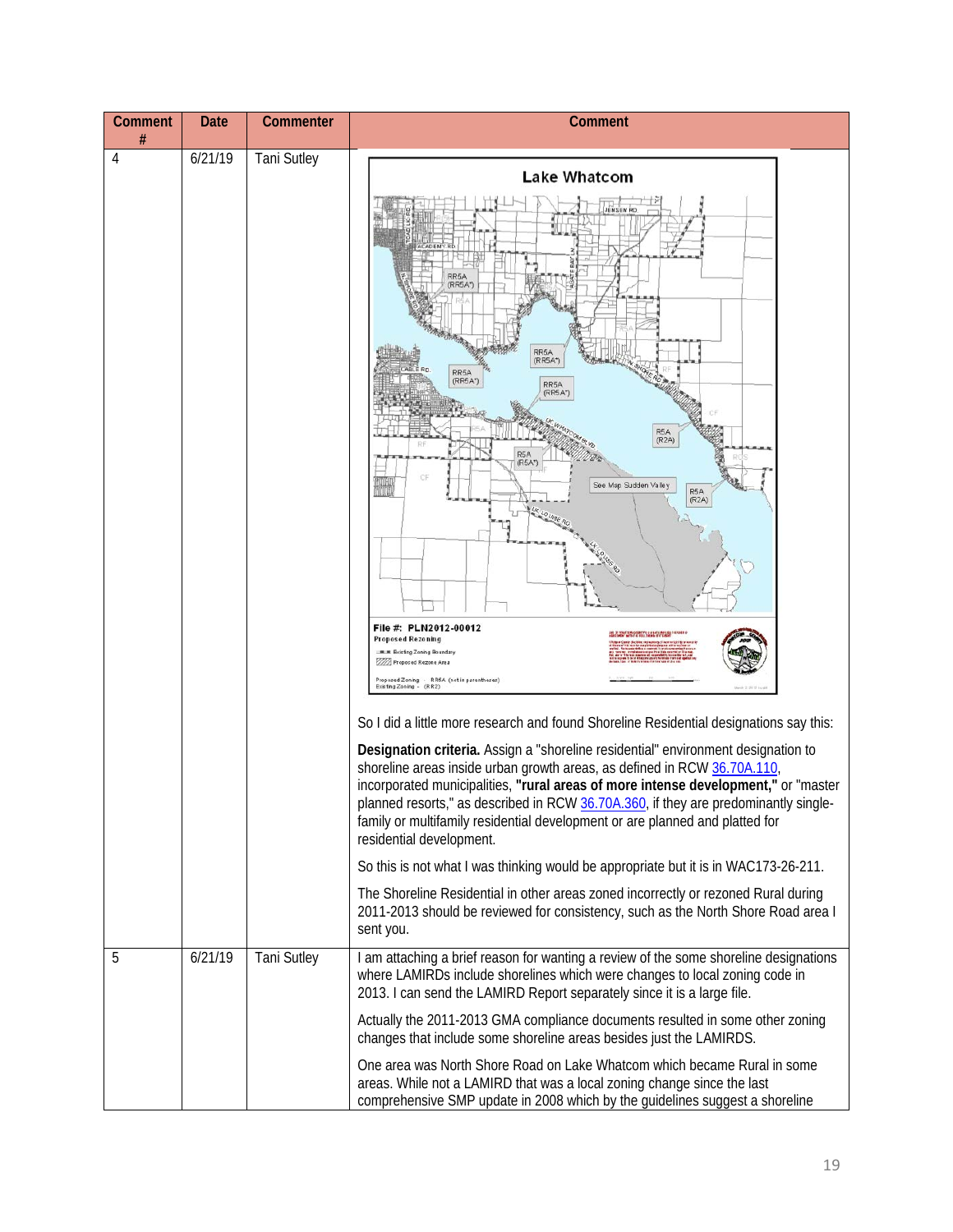| Comment # | Date | Commenter | Comment |
| --- | --- | --- | --- |
| 4 | 6/21/19 | Tani Sutley | So I did a little more research and found Shoreline Residential designations say this:<br><br>**Designation criteria.** Assign a "shoreline residential" environment designation to shoreline areas inside urban growth areas, as defined in RCW 36.70A.110, incorporated municipalities, **"rural areas of more intense development,"** or "master planned resorts," as described in RCW 36.70A.360, if they are predominantly single-family or multifamily residential development or are planned and platted for residential development.<br><br>So this is not what I was thinking would be appropriate but it is in WAC173-26-211.<br><br>The Shoreline Residential in other areas zoned incorrectly or rezoned Rural during 2011-2013 should be reviewed for consistency, such as the North Shore Road area I sent you. |
| 5 | 6/21/19 | Tani Sutley | I am attaching a brief reason for wanting a review of the some shoreline designations where LAMIRDs include shorelines which were changes to local zoning code in 2013. I can send the LAMIRD Report separately since it is a large file.<br><br>Actually the 2011-2013 GMA compliance documents resulted in some other zoning changes that include some shoreline areas besides just the LAMIRDs.<br><br>One area was North Shore Road on Lake Whatcom which became Rural in some areas. While not a LAMIRD that was a local zoning change since the last comprehensive SMP update in 2008 which by the guidelines suggest a shoreline |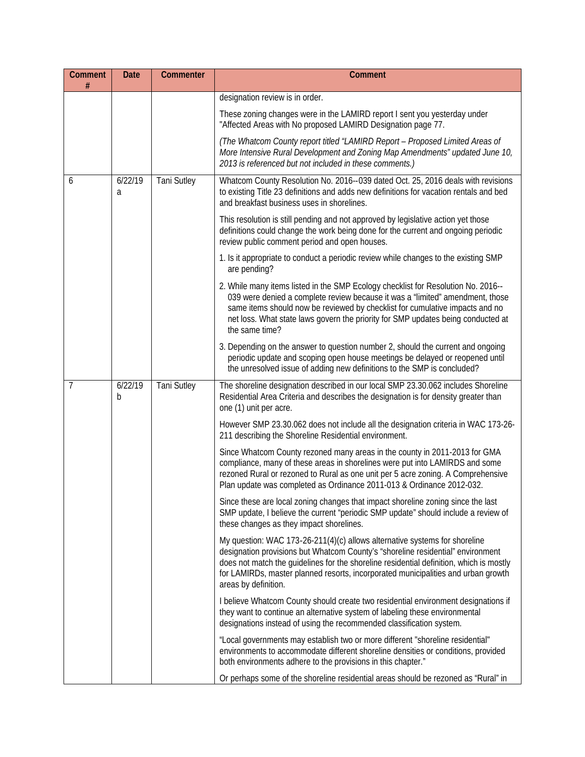| Comment # | Date | Commenter | Comment |
|---|---|---|---|
| | | | designation review is in order.<br><br>These zoning changes were in the LAMIRD report I sent you yesterday under "Affected Areas with No proposed LAMIRD Designation page 77.<br><br>*(The Whatcom County report titled "LAMIRD Report – Proposed Limited Areas of More Intensive Rural Development and Zoning Map Amendments" updated June 10, 2013 is referenced but not included in these comments.)* |
| 6 | 6/22/19 a | Tani Sutley | Whatcom County Resolution No. 2016--039 dated Oct. 25, 2016 deals with revisions to existing Title 23 definitions and adds new definitions for vacation rentals and bed and breakfast business uses in shorelines.<br><br>This resolution is still pending and not approved by legislative action yet those definitions could change the work being done for the current and ongoing periodic review public comment period and open houses.<br><br>1. Is it appropriate to conduct a periodic review while changes to the existing SMP are pending?<br><br>2. While many items listed in the SMP Ecology checklist for Resolution No. 2016--039 were denied a complete review because it was a "limited" amendment, those same items should now be reviewed by checklist for cumulative impacts and no net loss. What state laws govern the priority for SMP updates being conducted at the same time?<br><br>3. Depending on the answer to question number 2, should the current and ongoing periodic update and scoping open house meetings be delayed or reopened until the unresolved issue of adding new definitions to the SMP is concluded? |
| 7 | 6/22/19 b | Tani Sutley | The shoreline designation described in our local SMP 23.30.062 includes Shoreline Residential Area Criteria and describes the designation is for density greater than one (1) unit per acre.<br><br>However SMP 23.30.062 does not include all the designation criteria in WAC 173-26-211 describing the Shoreline Residential environment.<br><br>Since Whatcom County rezoned many areas in the county in 2011-2013 for GMA compliance, many of these areas in shorelines were put into LAMIRDS and some rezoned Rural or rezoned to Rural as one unit per 5 acre zoning. A Comprehensive Plan update was completed as Ordinance 2011-013 & Ordinance 2012-032.<br><br>Since these are local zoning changes that impact shoreline zoning since the last SMP update, I believe the current "periodic SMP update" should include a review of these changes as they impact shorelines.<br><br>My question: WAC 173-26-211(4)(c) allows alternative systems for shoreline designation provisions but Whatcom County's "shoreline residential" environment does not match the guidelines for the shoreline residential definition, which is mostly for LAMIRDs, master planned resorts, incorporated municipalities and urban growth areas by definition.<br><br>I believe Whatcom County should create two residential environment designations if they want to continue an alternative system of labeling these environmental designations instead of using the recommended classification system.<br><br>"Local governments may establish two or more different "shoreline residential" environments to accommodate different shoreline densities or conditions, provided both environments adhere to the provisions in this chapter."<br><br>Or perhaps some of the shoreline residential areas should be rezoned as "Rural" in |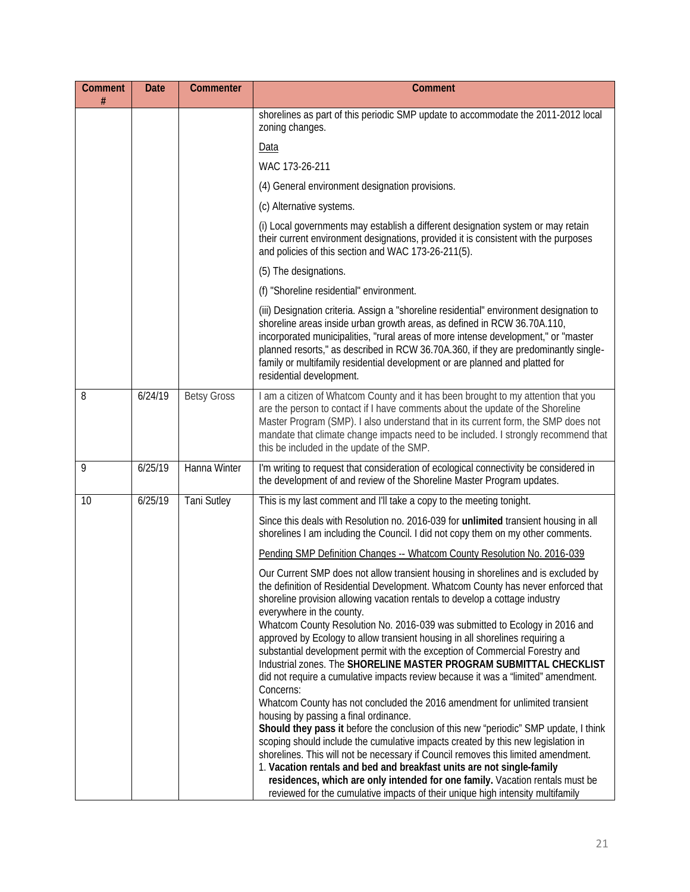| Comment # | Date | Commenter | Comment |
|---|---|---|---|
| | | | shorelines as part of this periodic SMP update to accommodate the 2011-2012 local zoning changes.<br><br><u>Data</u><br><br>WAC 173-26-211<br><br>(4) General environment designation provisions.<br><br>(c) Alternative systems.<br><br>(i) Local governments may establish a different designation system or may retain their current environment designations, provided it is consistent with the purposes and policies of this section and WAC 173-26-211(5).<br><br>(5) The designations.<br><br>(f) "Shoreline residential" environment.<br><br>(iii) Designation criteria. Assign a "shoreline residential" environment designation to shoreline areas inside urban growth areas, as defined in RCW 36.70A.110, incorporated municipalities, "rural areas of more intense development," or "master planned resorts," as described in RCW 36.70A.360, if they are predominantly single-family or multifamily residential development or are planned and platted for residential development. |
| 8 | 6/24/19 | Betsy Gross | I am a citizen of Whatcom County and it has been brought to my attention that you are the person to contact if I have comments about the update of the Shoreline Master Program (SMP). I also understand that in its current form, the SMP does not mandate that climate change impacts need to be included. I strongly recommend that this be included in the update of the SMP. |
| 9 | 6/25/19 | Hanna Winter | I'm writing to request that consideration of ecological connectivity be considered in the development of and review of the Shoreline Master Program updates. |
| 10 | 6/25/19 | Tani Sutley | This is my last comment and I'll take a copy to the meeting tonight.<br><br>Since this deals with Resolution no. 2016-039 for **unlimited** transient housing in all shorelines I am including the Council. I did not copy them on my other comments.<br><br><u>Pending SMP Definition Changes -- Whatcom County Resolution No. 2016-039</u><br><br>Our Current SMP does not allow transient housing in shorelines and is excluded by the definition of Residential Development. Whatcom County has never enforced that shoreline provision allowing vacation rentals to develop a cottage industry everywhere in the county.<br>Whatcom County Resolution No. 2016-039 was submitted to Ecology in 2016 and approved by Ecology to allow transient housing in all shorelines requiring a substantial development permit with the exception of Commercial Forestry and Industrial zones. The **SHORELINE MASTER PROGRAM SUBMITTAL CHECKLIST** did not require a cumulative impacts review because it was a "limited" amendment.<br>Concerns:<br>Whatcom County has not concluded the 2016 amendment for unlimited transient housing by passing a final ordinance.<br>**Should they pass it** before the conclusion of this new "periodic" SMP update, I think scoping should include the cumulative impacts created by this new legislation in shorelines. This will not be necessary if Council removes this limited amendment.<br>1. **Vacation rentals and bed and breakfast units are not single-family residences, which are only intended for one family.** Vacation rentals must be reviewed for the cumulative impacts of their unique high intensity multifamily |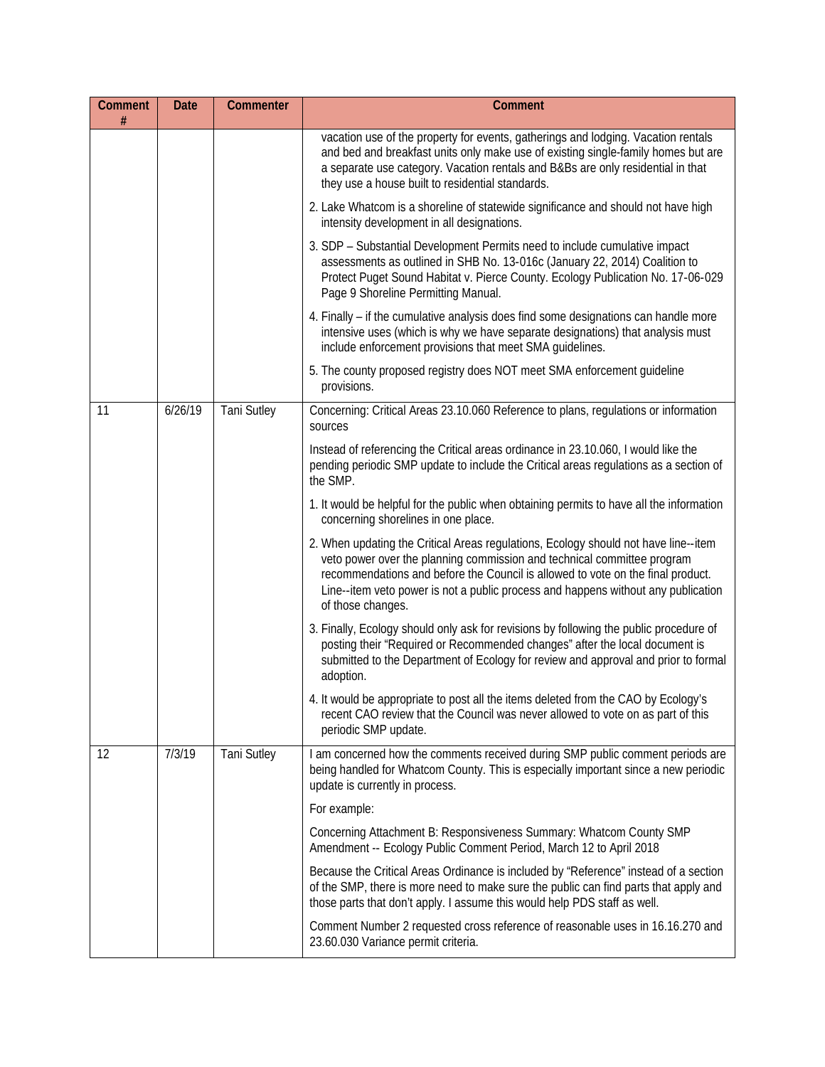| Comment # | Date | Commenter | Comment |
|---|---|---|---|
| | | | vacation use of the property for events, gatherings and lodging. Vacation rentals and bed and breakfast units only make use of existing single-family homes but are a separate use category. Vacation rentals and B&Bs are only residential in that they use a house built to residential standards.<br><br>2. Lake Whatcom is a shoreline of statewide significance and should not have high intensity development in all designations.<br><br>3. SDP – Substantial Development Permits need to include cumulative impact assessments as outlined in SHB No. 13-016c (January 22, 2014) Coalition to Protect Puget Sound Habitat v. Pierce County. Ecology Publication No. 17-06-029 Page 9 Shoreline Permitting Manual.<br><br>4. Finally – if the cumulative analysis does find some designations can handle more intensive uses (which is why we have separate designations) that analysis must include enforcement provisions that meet SMA guidelines.<br><br>5. The county proposed registry does NOT meet SMA enforcement guideline provisions. |
| 11 | 6/26/19 | Tani Sutley | Concerning: Critical Areas 23.10.060 Reference to plans, regulations or information sources<br><br>Instead of referencing the Critical areas ordinance in 23.10.060, I would like the pending periodic SMP update to include the Critical areas regulations as a section of the SMP.<br><br>1. It would be helpful for the public when obtaining permits to have all the information concerning shorelines in one place.<br><br>2. When updating the Critical Areas regulations, Ecology should not have line--item veto power over the planning commission and technical committee program recommendations and before the Council is allowed to vote on the final product. Line--item veto power is not a public process and happens without any publication of those changes.<br><br>3. Finally, Ecology should only ask for revisions by following the public procedure of posting their "Required or Recommended changes" after the local document is submitted to the Department of Ecology for review and approval and prior to formal adoption.<br><br>4. It would be appropriate to post all the items deleted from the CAO by Ecology's recent CAO review that the Council was never allowed to vote on as part of this periodic SMP update. |
| 12 | 7/3/19 | Tani Sutley | I am concerned how the comments received during SMP public comment periods are being handled for Whatcom County. This is especially important since a new periodic update is currently in process.<br><br>For example:<br><br>Concerning Attachment B: Responsiveness Summary: Whatcom County SMP Amendment -- Ecology Public Comment Period, March 12 to April 2018<br><br>Because the Critical Areas Ordinance is included by "Reference" instead of a section of the SMP, there is more need to make sure the public can find parts that apply and those parts that don't apply. I assume this would help PDS staff as well.<br><br>Comment Number 2 requested cross reference of reasonable uses in 16.16.270 and 23.60.030 Variance permit criteria. |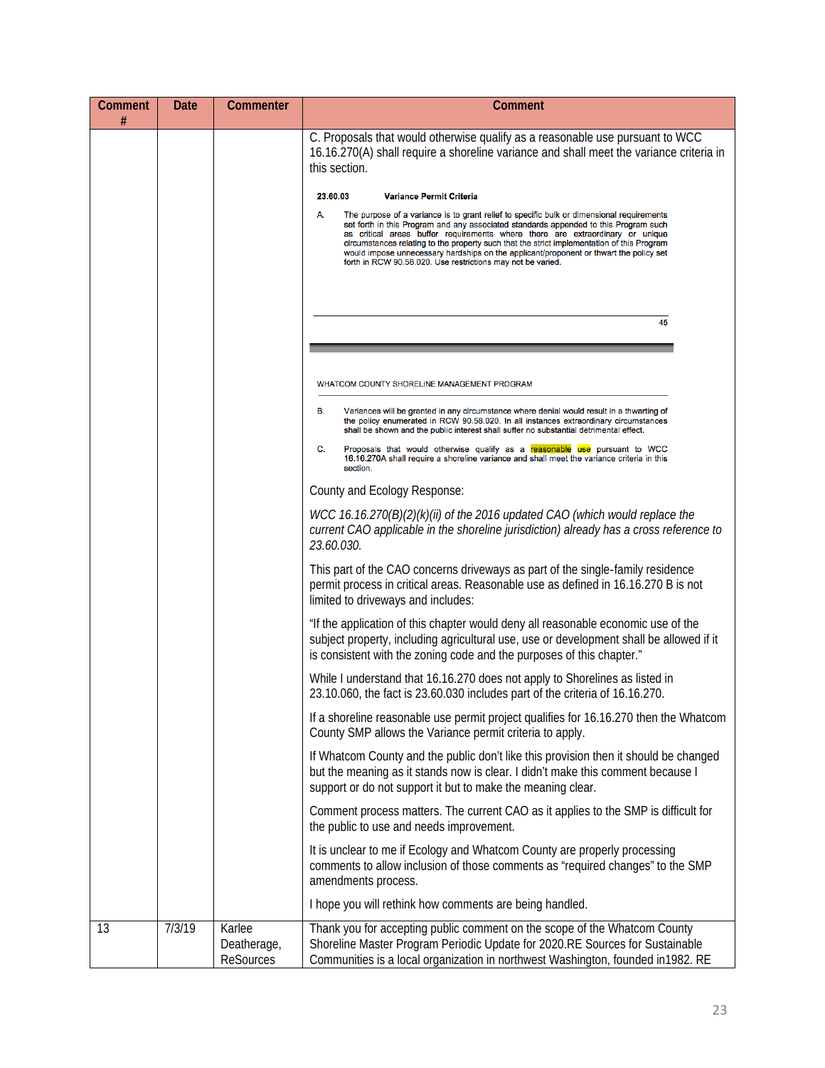| Comment # | Date | Commenter | Comment |
|---|---|---|---|
| | | | C. Proposals that would otherwise qualify as a reasonable use pursuant to WCC 16.16.270(A) shall require a shoreline variance and shall meet the variance criteria in this section.<br><br>**23.60.03 Variance Permit Criteria**<br><br>A. The purpose of a variance is to grant relief to specific bulk or dimensional requirements set forth in this Program and any associated standards appended to this Program such as critical areas buffer requirements where there are extraordinary or unique circumstances relating to the property such that the strict implementation of this Program would impose unnecessary hardships on the applicant/proponent or thwart the policy set forth in RCW 90.58.020. Use restrictions may not be varied.<br><br>45<br><br>WHATCOM COUNTY SHORELINE MANAGEMENT PROGRAM<br><br>B. Variances will be granted in any circumstance where denial would result in a thwarting of the policy enumerated in RCW 90.58.020. In all instances extraordinary circumstances shall be shown and the public interest shall suffer no substantial detrimental effect.<br><br>C. Proposals that would otherwise qualify as a reasonable use pursuant to WCC 16.16.270A shall require a shoreline variance and shall meet the variance criteria in this section.<br><br>County and Ecology Response:<br><br>*WCC 16.16.270(B)(2)(k)(ii) of the 2016 updated CAO (which would replace the current CAO applicable in the shoreline jurisdiction) already has a cross reference to 23.60.030.*<br><br>This part of the CAO concerns driveways as part of the single-family residence permit process in critical areas. Reasonable use as defined in 16.16.270 B is not limited to driveways and includes:<br><br>"If the application of this chapter would deny all reasonable economic use of the subject property, including agricultural use, use or development shall be allowed if it is consistent with the zoning code and the purposes of this chapter."<br><br>While I understand that 16.16.270 does not apply to Shorelines as listed in 23.10.060, the fact is 23.60.030 includes part of the criteria of 16.16.270.<br><br>If a shoreline reasonable use permit project qualifies for 16.16.270 then the Whatcom County SMP allows the Variance permit criteria to apply.<br><br>If Whatcom County and the public don't like this provision then it should be changed but the meaning as it stands now is clear. I didn't make this comment because I support or do not support it but to make the meaning clear.<br><br>Comment process matters. The current CAO as it applies to the SMP is difficult for the public to use and needs improvement.<br><br>It is unclear to me if Ecology and Whatcom County are properly processing comments to allow inclusion of those comments as "required changes" to the SMP amendments process.<br><br>I hope you will rethink how comments are being handled. |
| 13 | 7/3/19 | Karlee Deatherage, ReSources | Thank you for accepting public comment on the scope of the Whatcom County Shoreline Master Program Periodic Update for 2020.RE Sources for Sustainable Communities is a local organization in northwest Washington, founded in1982. RE |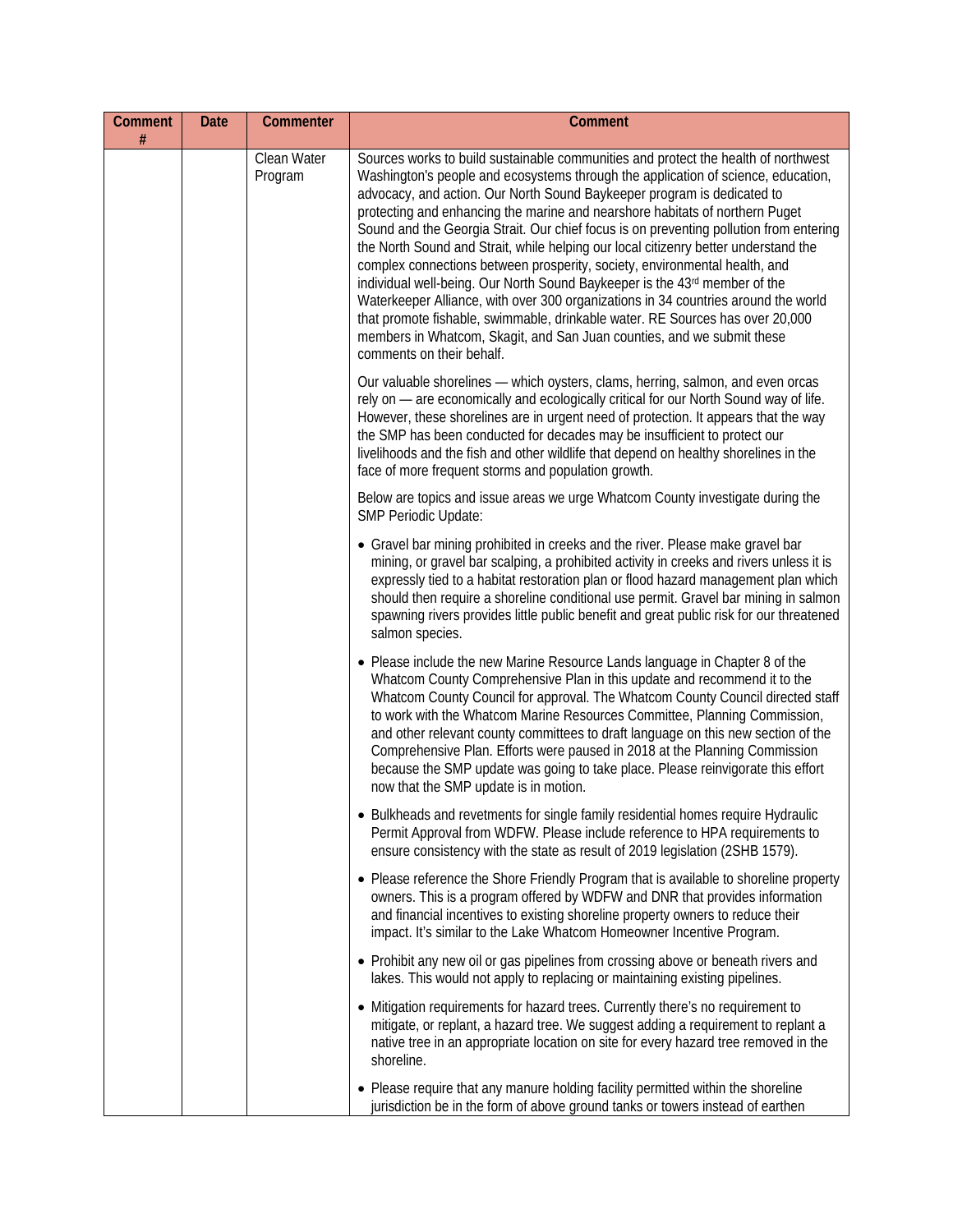| Comment # | Date | Commenter | Comment |
|---|---|---|---|
| | | Clean Water Program | Sources works to build sustainable communities and protect the health of northwest Washington's people and ecosystems through the application of science, education, advocacy, and action. Our North Sound Baykeeper program is dedicated to protecting and enhancing the marine and nearshore habitats of northern Puget Sound and the Georgia Strait. Our chief focus is on preventing pollution from entering the North Sound and Strait, while helping our local citizenry better understand the complex connections between prosperity, society, environmental health, and individual well-being. Our North Sound Baykeeper is the 43rd member of the Waterkeeper Alliance, with over 300 organizations in 34 countries around the world that promote fishable, swimmable, drinkable water. RE Sources has over 20,000 members in Whatcom, Skagit, and San Juan counties, and we submit these comments on their behalf.<br><br>Our valuable shorelines — which oysters, clams, herring, salmon, and even orcas rely on — are economically and ecologically critical for our North Sound way of life. However, these shorelines are in urgent need of protection. It appears that the way the SMP has been conducted for decades may be insufficient to protect our livelihoods and the fish and other wildlife that depend on healthy shorelines in the face of more frequent storms and population growth.<br><br>Below are topics and issue areas we urge Whatcom County investigate during the SMP Periodic Update:<br><br>• Gravel bar mining prohibited in creeks and the river. Please make gravel bar mining, or gravel bar scalping, a prohibited activity in creeks and rivers unless it is expressly tied to a habitat restoration plan or flood hazard management plan which should then require a shoreline conditional use permit. Gravel bar mining in salmon spawning rivers provides little public benefit and great public risk for our threatened salmon species.<br><br>• Please include the new Marine Resource Lands language in Chapter 8 of the Whatcom County Comprehensive Plan in this update and recommend it to the Whatcom County Council for approval. The Whatcom County Council directed staff to work with the Whatcom Marine Resources Committee, Planning Commission, and other relevant county committees to draft language on this new section of the Comprehensive Plan. Efforts were paused in 2018 at the Planning Commission because the SMP update was going to take place. Please reinvigorate this effort now that the SMP update is in motion.<br><br>• Bulkheads and revetments for single family residential homes require Hydraulic Permit Approval from WDFW. Please include reference to HPA requirements to ensure consistency with the state as result of 2019 legislation (2SHB 1579).<br><br>• Please reference the Shore Friendly Program that is available to shoreline property owners. This is a program offered by WDFW and DNR that provides information and financial incentives to existing shoreline property owners to reduce their impact. It's similar to the Lake Whatcom Homeowner Incentive Program.<br><br>• Prohibit any new oil or gas pipelines from crossing above or beneath rivers and lakes. This would not apply to replacing or maintaining existing pipelines.<br><br>• Mitigation requirements for hazard trees. Currently there's no requirement to mitigate, or replant, a hazard tree. We suggest adding a requirement to replant a native tree in an appropriate location on site for every hazard tree removed in the shoreline.<br><br>• Please require that any manure holding facility permitted within the shoreline jurisdiction be in the form of above ground tanks or towers instead of earthen |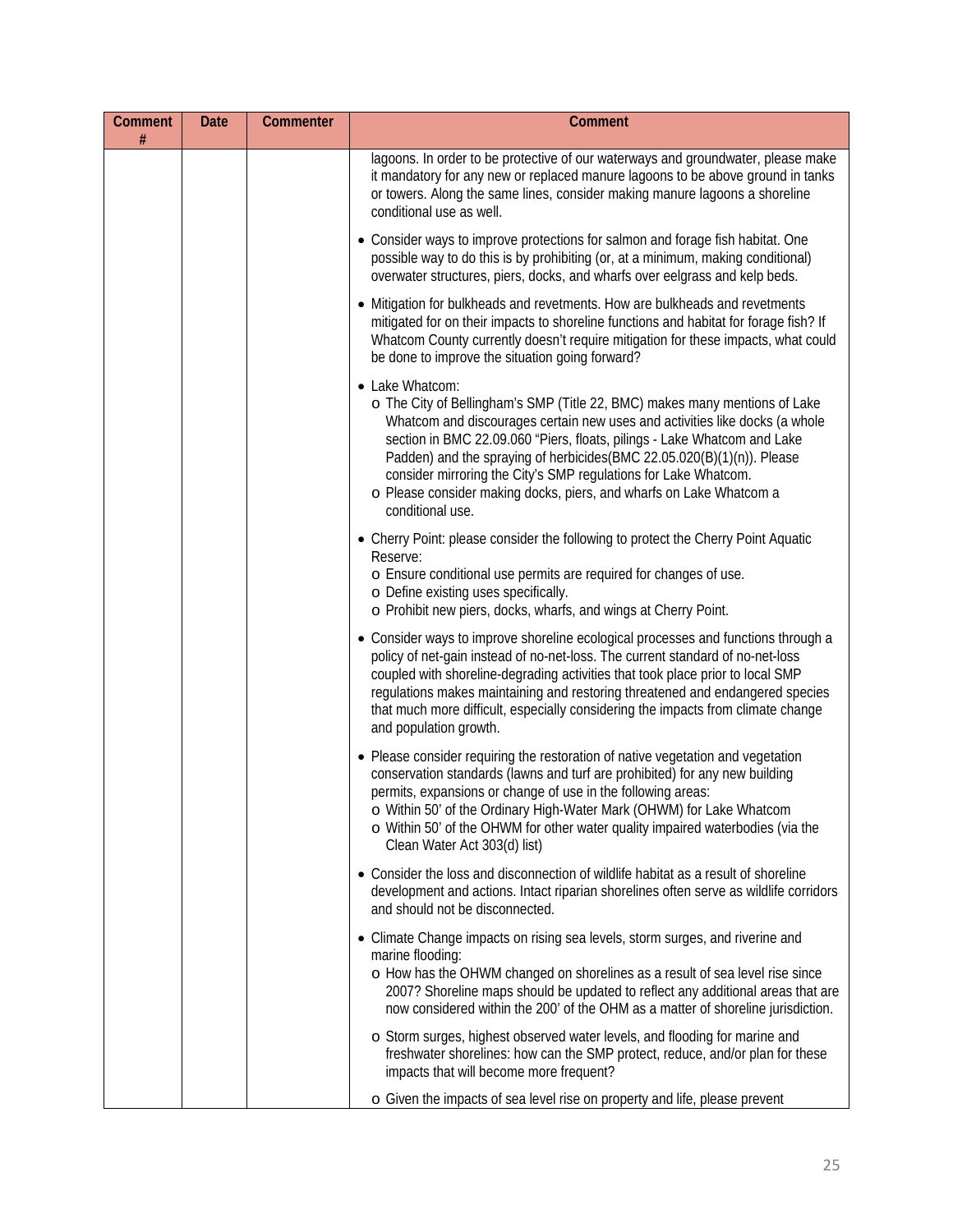| Comment # | Date | Commenter | Comment |
|---|---|---|---|
| | | | lagoons. In order to be protective of our waterways and groundwater, please make it mandatory for any new or replaced manure lagoons to be above ground in tanks or towers. Along the same lines, consider making manure lagoons a shoreline conditional use as well.<br><br>• Consider ways to improve protections for salmon and forage fish habitat. One possible way to do this is by prohibiting (or, at a minimum, making conditional) overwater structures, piers, docks, and wharfs over eelgrass and kelp beds.<br><br>• Mitigation for bulkheads and revetments. How are bulkheads and revetments mitigated for on their impacts to shoreline functions and habitat for forage fish? If Whatcom County currently doesn't require mitigation for these impacts, what could be done to improve the situation going forward?<br><br>• Lake Whatcom:<br>o The City of Bellingham's SMP (Title 22, BMC) makes many mentions of Lake Whatcom and discourages certain new uses and activities like docks (a whole section in BMC 22.09.060 "Piers, floats, pilings - Lake Whatcom and Lake Padden) and the spraying of herbicides(BMC 22.05.020(B)(1)(n)). Please consider mirroring the City's SMP regulations for Lake Whatcom.<br>o Please consider making docks, piers, and wharfs on Lake Whatcom a conditional use.<br><br>• Cherry Point: please consider the following to protect the Cherry Point Aquatic Reserve:<br>o Ensure conditional use permits are required for changes of use.<br>o Define existing uses specifically.<br>o Prohibit new piers, docks, wharfs, and wings at Cherry Point.<br><br>• Consider ways to improve shoreline ecological processes and functions through a policy of net-gain instead of no-net-loss. The current standard of no-net-loss coupled with shoreline-degrading activities that took place prior to local SMP regulations makes maintaining and restoring threatened and endangered species that much more difficult, especially considering the impacts from climate change and population growth.<br><br>• Please consider requiring the restoration of native vegetation and vegetation conservation standards (lawns and turf are prohibited) for any new building permits, expansions or change of use in the following areas:<br>o Within 50' of the Ordinary High-Water Mark (OHWM) for Lake Whatcom<br>o Within 50' of the OHWM for other water quality impaired waterbodies (via the Clean Water Act 303(d) list)<br><br>• Consider the loss and disconnection of wildlife habitat as a result of shoreline development and actions. Intact riparian shorelines often serve as wildlife corridors and should not be disconnected.<br><br>• Climate Change impacts on rising sea levels, storm surges, and riverine and marine flooding:<br>o How has the OHWM changed on shorelines as a result of sea level rise since 2007? Shoreline maps should be updated to reflect any additional areas that are now considered within the 200' of the OHM as a matter of shoreline jurisdiction.<br><br>o Storm surges, highest observed water levels, and flooding for marine and freshwater shorelines: how can the SMP protect, reduce, and/or plan for these impacts that will become more frequent?<br><br>o Given the impacts of sea level rise on property and life, please prevent |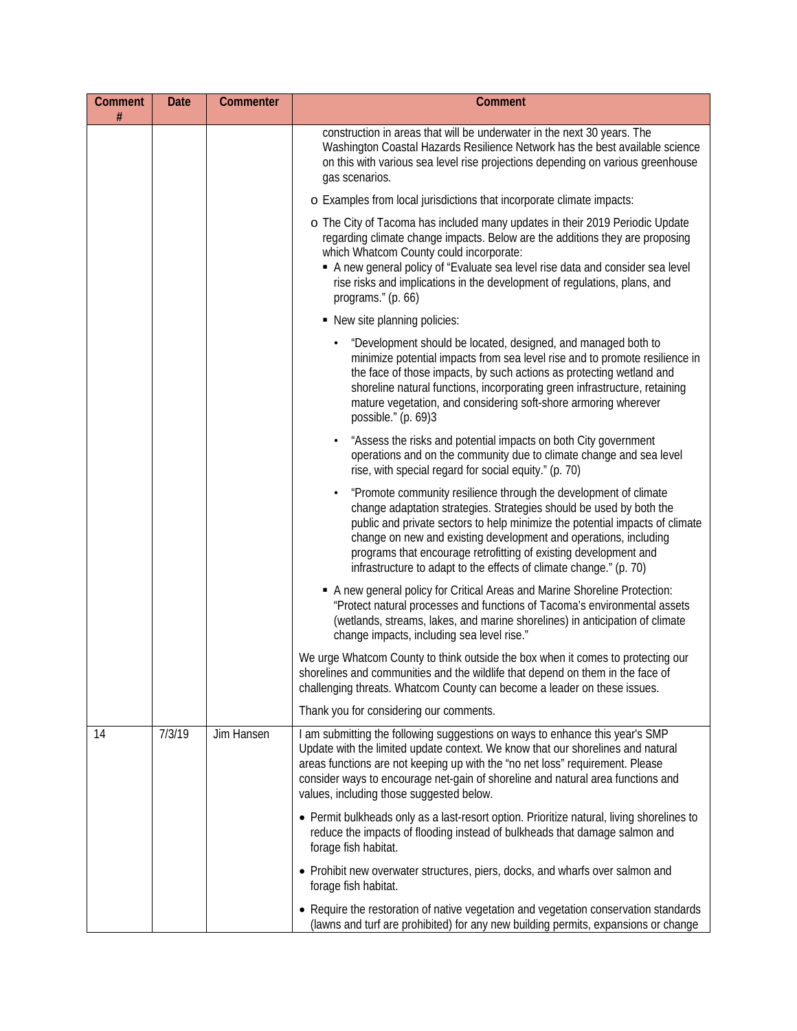| Comment # | Date | Commenter | Comment |
|---|---|---|---|
| | | | construction in areas that will be underwater in the next 30 years. The Washington Coastal Hazards Resilience Network has the best available science on this with various sea level rise projections depending on various greenhouse gas scenarios.<br><br>o Examples from local jurisdictions that incorporate climate impacts:<br><br>o The City of Tacoma has included many updates in their 2019 Periodic Update regarding climate change impacts. Below are the additions they are proposing which Whatcom County could incorporate:<br>▪ A new general policy of "Evaluate sea level rise data and consider sea level rise risks and implications in the development of regulations, plans, and programs." (p. 66)<br><br>▪ New site planning policies:<br><br>• "Development should be located, designed, and managed both to minimize potential impacts from sea level rise and to promote resilience in the face of those impacts, by such actions as protecting wetland and shoreline natural functions, incorporating green infrastructure, retaining mature vegetation, and considering soft-shore armoring wherever possible." (p. 69)3<br><br>• "Assess the risks and potential impacts on both City government operations and on the community due to climate change and sea level rise, with special regard for social equity." (p. 70)<br><br>• "Promote community resilience through the development of climate change adaptation strategies. Strategies should be used by both the public and private sectors to help minimize the potential impacts of climate change on new and existing development and operations, including programs that encourage retrofitting of existing development and infrastructure to adapt to the effects of climate change." (p. 70)<br><br>▪ A new general policy for Critical Areas and Marine Shoreline Protection: "Protect natural processes and functions of Tacoma's environmental assets (wetlands, streams, lakes, and marine shorelines) in anticipation of climate change impacts, including sea level rise."<br><br>We urge Whatcom County to think outside the box when it comes to protecting our shorelines and communities and the wildlife that depend on them in the face of challenging threats. Whatcom County can become a leader on these issues.<br><br>Thank you for considering our comments. |
| 14 | 7/3/19 | Jim Hansen | I am submitting the following suggestions on ways to enhance this year's SMP Update with the limited update context. We know that our shorelines and natural areas functions are not keeping up with the "no net loss" requirement. Please consider ways to encourage net-gain of shoreline and natural area functions and values, including those suggested below.<br><br>• Permit bulkheads only as a last-resort option. Prioritize natural, living shorelines to reduce the impacts of flooding instead of bulkheads that damage salmon and forage fish habitat.<br><br>• Prohibit new overwater structures, piers, docks, and wharfs over salmon and forage fish habitat.<br><br>• Require the restoration of native vegetation and vegetation conservation standards (lawns and turf are prohibited) for any new building permits, expansions or change |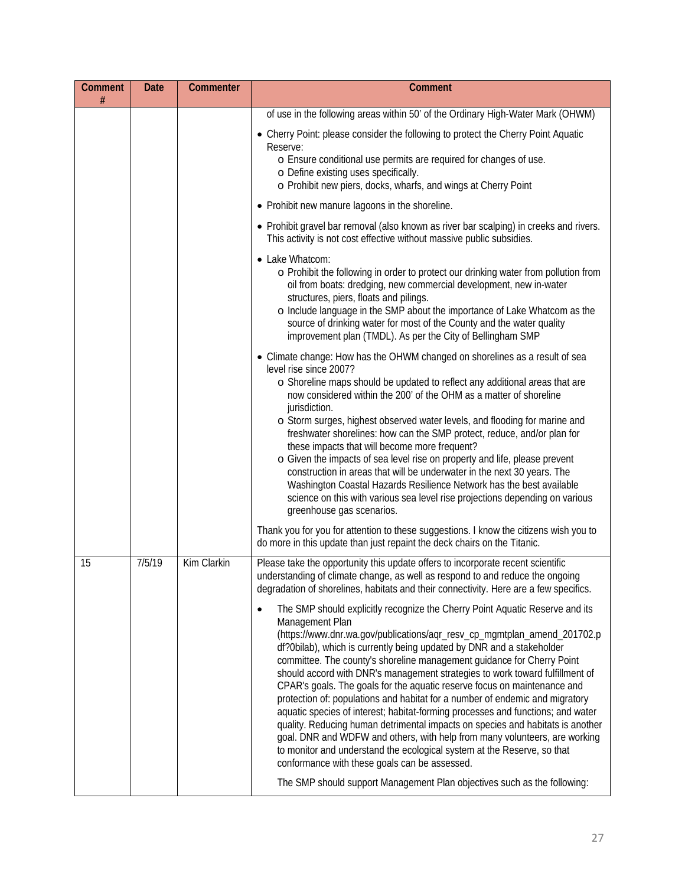| Comment # | Date | Commenter | Comment |
|---|---|---|---|
| | | | of use in the following areas within 50' of the Ordinary High-Water Mark (OHWM)<br><br>• Cherry Point: please consider the following to protect the Cherry Point Aquatic Reserve:<br>  o Ensure conditional use permits are required for changes of use.<br>  o Define existing uses specifically.<br>  o Prohibit new piers, docks, wharfs, and wings at Cherry Point<br><br>• Prohibit new manure lagoons in the shoreline.<br><br>• Prohibit gravel bar removal (also known as river bar scalping) in creeks and rivers. This activity is not cost effective without massive public subsidies.<br><br>• Lake Whatcom:<br>  o Prohibit the following in order to protect our drinking water from pollution from oil from boats: dredging, new commercial development, new in-water structures, piers, floats and pilings.<br>  o Include language in the SMP about the importance of Lake Whatcom as the source of drinking water for most of the County and the water quality improvement plan (TMDL). As per the City of Bellingham SMP<br><br>• Climate change: How has the OHWM changed on shorelines as a result of sea level rise since 2007?<br>  o Shoreline maps should be updated to reflect any additional areas that are now considered within the 200' of the OHM as a matter of shoreline jurisdiction.<br>  o Storm surges, highest observed water levels, and flooding for marine and freshwater shorelines: how can the SMP protect, reduce, and/or plan for these impacts that will become more frequent?<br>  o Given the impacts of sea level rise on property and life, please prevent construction in areas that will be underwater in the next 30 years. The Washington Coastal Hazards Resilience Network has the best available science on this with various sea level rise projections depending on various greenhouse gas scenarios.<br><br>Thank you for you for attention to these suggestions. I know the citizens wish you to do more in this update than just repaint the deck chairs on the Titanic. |
| 15 | 7/5/19 | Kim Clarkin | Please take the opportunity this update offers to incorporate recent scientific understanding of climate change, as well as respond to and reduce the ongoing degradation of shorelines, habitats and their connectivity. Here are a few specifics.<br><br>• The SMP should explicitly recognize the Cherry Point Aquatic Reserve and its Management Plan (https://www.dnr.wa.gov/publications/aqr_resv_cp_mgmtplan_amend_201702.pdf?0bilab), which is currently being updated by DNR and a stakeholder committee. The county's shoreline management guidance for Cherry Point should accord with DNR's management strategies to work toward fulfillment of CPAR's goals. The goals for the aquatic reserve focus on maintenance and protection of: populations and habitat for a number of endemic and migratory aquatic species of interest; habitat-forming processes and functions; and water quality. Reducing human detrimental impacts on species and habitats is another goal. DNR and WDFW and others, with help from many volunteers, are working to monitor and understand the ecological system at the Reserve, so that conformance with these goals can be assessed.<br><br>The SMP should support Management Plan objectives such as the following: |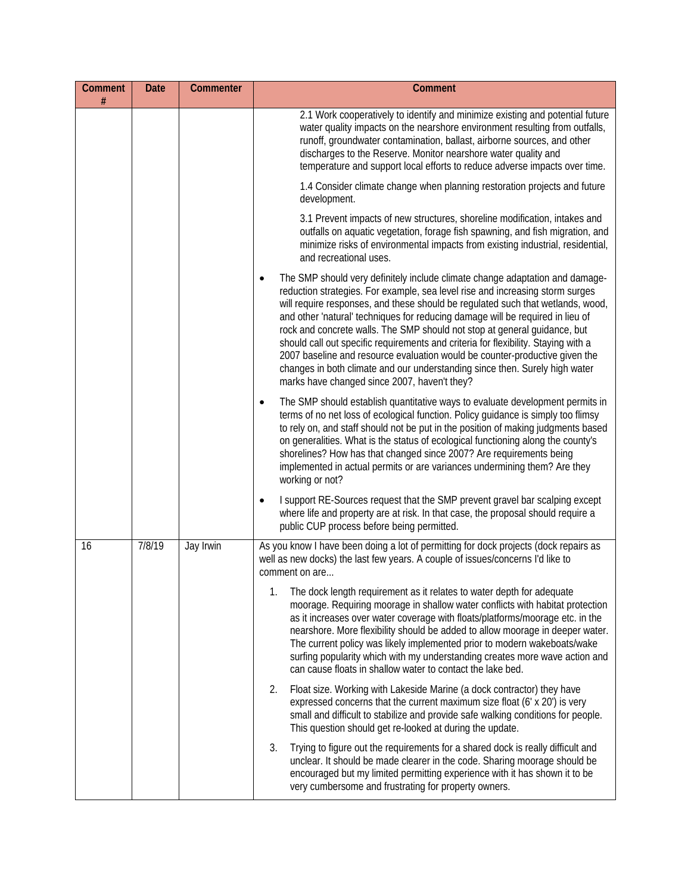| Comment # | Date | Commenter | Comment |
|---|---|---|---|
| | | | 2.1 Work cooperatively to identify and minimize existing and potential future water quality impacts on the nearshore environment resulting from outfalls, runoff, groundwater contamination, ballast, airborne sources, and other discharges to the Reserve. Monitor nearshore water quality and temperature and support local efforts to reduce adverse impacts over time.<br><br>1.4 Consider climate change when planning restoration projects and future development.<br><br>3.1 Prevent impacts of new structures, shoreline modification, intakes and outfalls on aquatic vegetation, forage fish spawning, and fish migration, and minimize risks of environmental impacts from existing industrial, residential, and recreational uses.<br><br>• The SMP should very definitely include climate change adaptation and damage-reduction strategies. For example, sea level rise and increasing storm surges will require responses, and these should be regulated such that wetlands, wood, and other 'natural' techniques for reducing damage will be required in lieu of rock and concrete walls. The SMP should not stop at general guidance, but should call out specific requirements and criteria for flexibility. Staying with a 2007 baseline and resource evaluation would be counter-productive given the changes in both climate and our understanding since then. Surely high water marks have changed since 2007, haven't they?<br><br>• The SMP should establish quantitative ways to evaluate development permits in terms of no net loss of ecological function. Policy guidance is simply too flimsy to rely on, and staff should not be put in the position of making judgments based on generalities. What is the status of ecological functioning along the county's shorelines? How has that changed since 2007? Are requirements being implemented in actual permits or are variances undermining them? Are they working or not?<br><br>• I support RE-Sources request that the SMP prevent gravel bar scalping except where life and property are at risk. In that case, the proposal should require a public CUP process before being permitted. |
| 16 | 7/8/19 | Jay Irwin | As you know I have been doing a lot of permitting for dock projects (dock repairs as well as new docks) the last few years. A couple of issues/concerns I'd like to comment on are...<br><br>1. The dock length requirement as it relates to water depth for adequate moorage. Requiring moorage in shallow water conflicts with habitat protection as it increases over water coverage with floats/platforms/moorage etc. in the nearshore. More flexibility should be added to allow moorage in deeper water. The current policy was likely implemented prior to modern wakeboats/wake surfing popularity which with my understanding creates more wave action and can cause floats in shallow water to contact the lake bed.<br><br>2. Float size. Working with Lakeside Marine (a dock contractor) they have expressed concerns that the current maximum size float (6' x 20') is very small and difficult to stabilize and provide safe walking conditions for people. This question should get re-looked at during the update.<br><br>3. Trying to figure out the requirements for a shared dock is really difficult and unclear. It should be made clearer in the code. Sharing moorage should be encouraged but my limited permitting experience with it has shown it to be very cumbersome and frustrating for property owners. |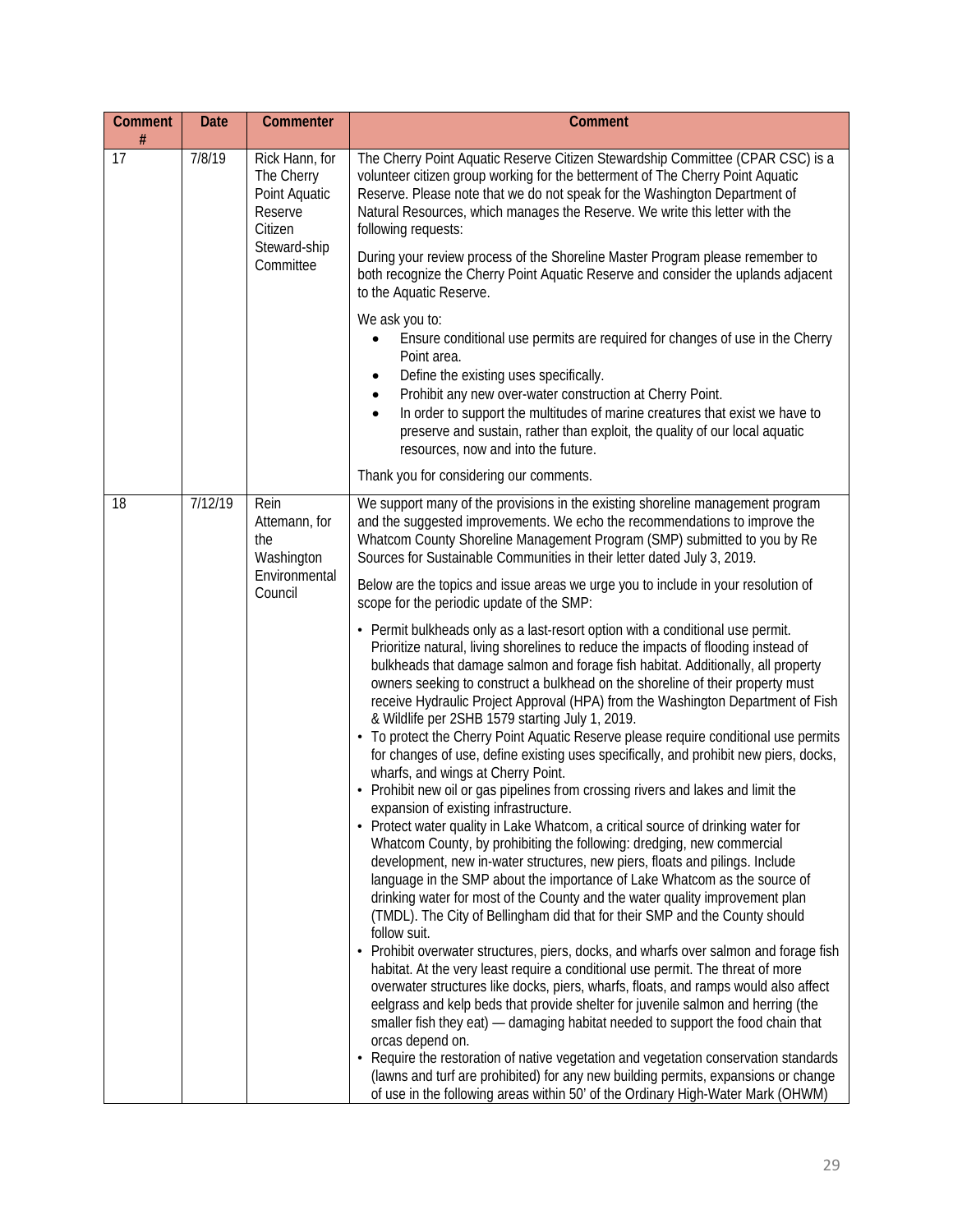| Comment # | Date | Commenter | Comment |
|---|---|---|---|
| 17 | 7/8/19 | Rick Hann, for The Cherry Point Aquatic Reserve Citizen Steward-ship Committee | The Cherry Point Aquatic Reserve Citizen Stewardship Committee (CPAR CSC) is a volunteer citizen group working for the betterment of The Cherry Point Aquatic Reserve. Please note that we do not speak for the Washington Department of Natural Resources, which manages the Reserve. We write this letter with the following requests:<br><br>During your review process of the Shoreline Master Program please remember to both recognize the Cherry Point Aquatic Reserve and consider the uplands adjacent to the Aquatic Reserve.<br><br>We ask you to:<br>• Ensure conditional use permits are required for changes of use in the Cherry Point area.<br>• Define the existing uses specifically.<br>• Prohibit any new over-water construction at Cherry Point.<br>• In order to support the multitudes of marine creatures that exist we have to preserve and sustain, rather than exploit, the quality of our local aquatic resources, now and into the future.<br><br>Thank you for considering our comments. |
| 18 | 7/12/19 | Rein Attemann, for the Washington Environmental Council | We support many of the provisions in the existing shoreline management program and the suggested improvements. We echo the recommendations to improve the Whatcom County Shoreline Management Program (SMP) submitted to you by Re Sources for Sustainable Communities in their letter dated July 3, 2019.<br><br>Below are the topics and issue areas we urge you to include in your resolution of scope for the periodic update of the SMP:<br><br>• Permit bulkheads only as a last-resort option with a conditional use permit. Prioritize natural, living shorelines to reduce the impacts of flooding instead of bulkheads that damage salmon and forage fish habitat. Additionally, all property owners seeking to construct a bulkhead on the shoreline of their property must receive Hydraulic Project Approval (HPA) from the Washington Department of Fish & Wildlife per 2SHB 1579 starting July 1, 2019.<br>• To protect the Cherry Point Aquatic Reserve please require conditional use permits for changes of use, define existing uses specifically, and prohibit new piers, docks, wharfs, and wings at Cherry Point.<br>• Prohibit new oil or gas pipelines from crossing rivers and lakes and limit the expansion of existing infrastructure.<br>• Protect water quality in Lake Whatcom, a critical source of drinking water for Whatcom County, by prohibiting the following: dredging, new commercial development, new in-water structures, new piers, floats and pilings. Include language in the SMP about the importance of Lake Whatcom as the source of drinking water for most of the County and the water quality improvement plan (TMDL). The City of Bellingham did that for their SMP and the County should follow suit.<br>• Prohibit overwater structures, piers, docks, and wharfs over salmon and forage fish habitat. At the very least require a conditional use permit. The threat of more overwater structures like docks, piers, wharfs, floats, and ramps would also affect eelgrass and kelp beds that provide shelter for juvenile salmon and herring (the smaller fish they eat) — damaging habitat needed to support the food chain that orcas depend on.<br>• Require the restoration of native vegetation and vegetation conservation standards (lawns and turf are prohibited) for any new building permits, expansions or change of use in the following areas within 50' of the Ordinary High-Water Mark (OHWM) |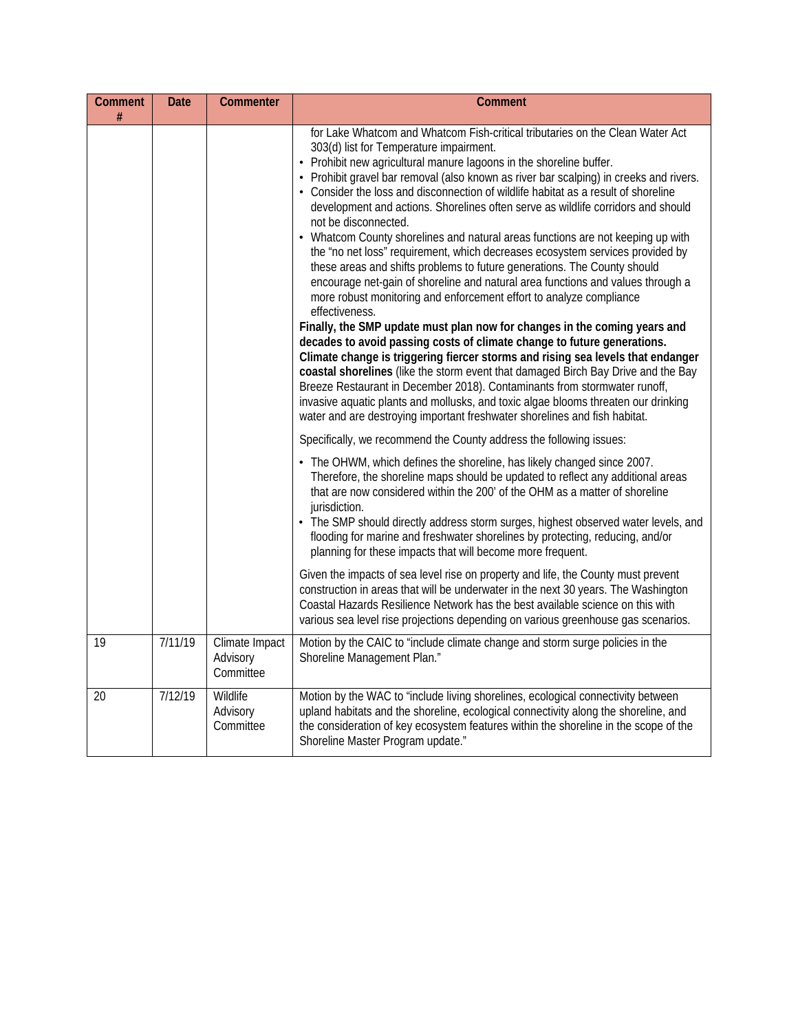| Comment # | Date | Commenter | Comment |
|---|---|---|---|
| | | | for Lake Whatcom and Whatcom Fish-critical tributaries on the Clean Water Act 303(d) list for Temperature impairment.<br>• Prohibit new agricultural manure lagoons in the shoreline buffer.<br>• Prohibit gravel bar removal (also known as river bar scalping) in creeks and rivers.<br>• Consider the loss and disconnection of wildlife habitat as a result of shoreline development and actions. Shorelines often serve as wildlife corridors and should not be disconnected.<br>• Whatcom County shorelines and natural areas functions are not keeping up with the "no net loss" requirement, which decreases ecosystem services provided by these areas and shifts problems to future generations. The County should encourage net-gain of shoreline and natural area functions and values through a more robust monitoring and enforcement effort to analyze compliance effectiveness.<br>**Finally, the SMP update must plan now for changes in the coming years and decades to avoid passing costs of climate change to future generations. Climate change is triggering fiercer storms and rising sea levels that endanger coastal shorelines** (like the storm event that damaged Birch Bay Drive and the Bay Breeze Restaurant in December 2018). Contaminants from stormwater runoff, invasive aquatic plants and mollusks, and toxic algae blooms threaten our drinking water and are destroying important freshwater shorelines and fish habitat.<br><br>Specifically, we recommend the County address the following issues:<br><br>• The OHWM, which defines the shoreline, has likely changed since 2007. Therefore, the shoreline maps should be updated to reflect any additional areas that are now considered within the 200' of the OHM as a matter of shoreline jurisdiction.<br>• The SMP should directly address storm surges, highest observed water levels, and flooding for marine and freshwater shorelines by protecting, reducing, and/or planning for these impacts that will become more frequent.<br><br>Given the impacts of sea level rise on property and life, the County must prevent construction in areas that will be underwater in the next 30 years. The Washington Coastal Hazards Resilience Network has the best available science on this with various sea level rise projections depending on various greenhouse gas scenarios. |
| 19 | 7/11/19 | Climate Impact Advisory Committee | Motion by the CAIC to "include climate change and storm surge policies in the Shoreline Management Plan." |
| 20 | 7/12/19 | Wildlife Advisory Committee | Motion by the WAC to "include living shorelines, ecological connectivity between upland habitats and the shoreline, ecological connectivity along the shoreline, and the consideration of key ecosystem features within the shoreline in the scope of the Shoreline Master Program update." |